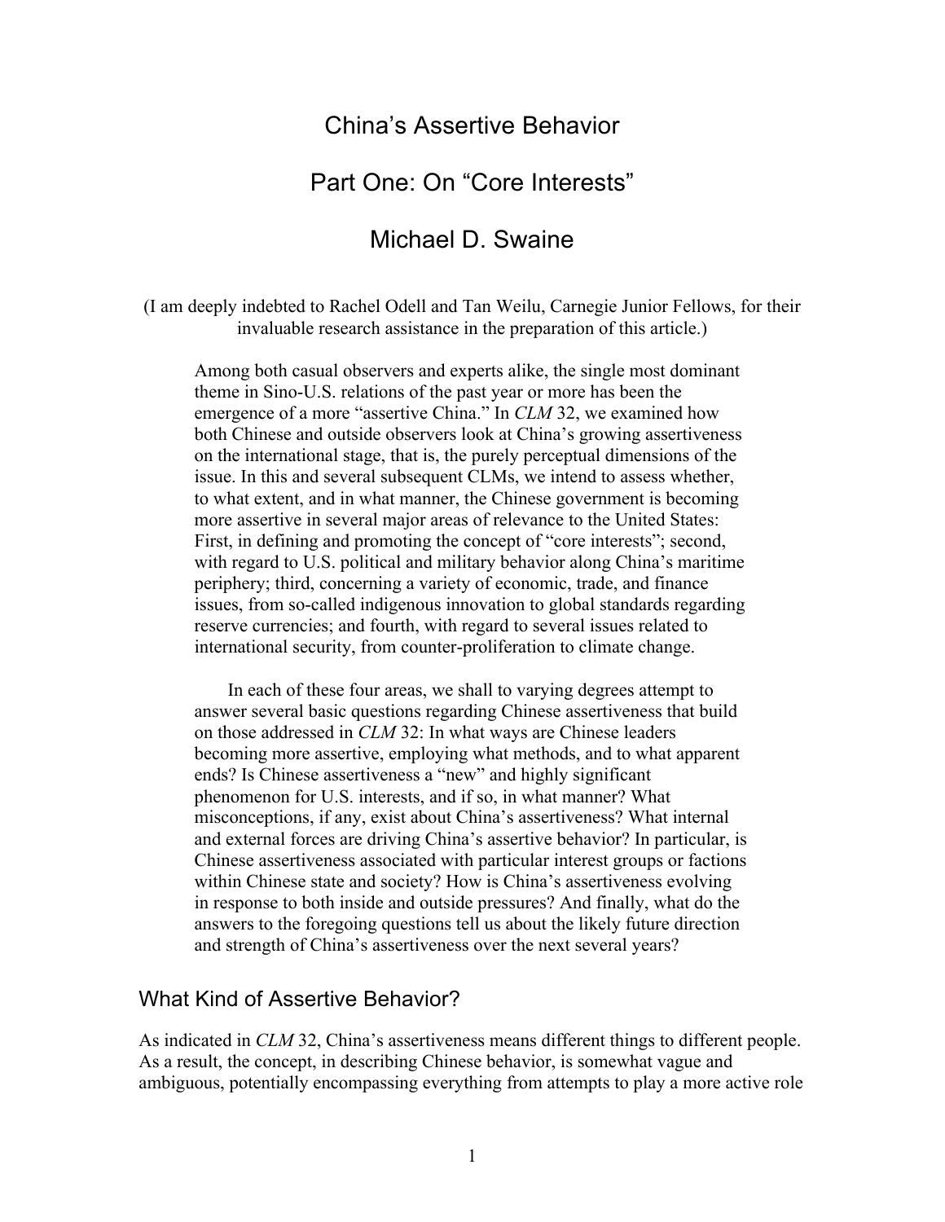# China's Assertive Behavior

# Part One: On "Core Interests"

# Michael D. Swaine

(I am deeply indebted to Rachel Odell and Tan Weilu, Carnegie Junior Fellows, for their invaluable research assistance in the preparation of this article.)

> Among both casual observers and experts alike, the single most dominant theme in Sino-U.S. relations of the past year or more has been the emergence of a more "assertive China." In *CLM* 32, we examined how both Chinese and outside observers look at China's growing assertiveness on the international stage, that is, the purely perceptual dimensions of the issue. In this and several subsequent CLMs, we intend to assess whether, to what extent, and in what manner, the Chinese government is becoming more assertive in several major areas of relevance to the United States: First, in defining and promoting the concept of "core interests"; second, with regard to U.S. political and military behavior along China's maritime periphery; third, concerning a variety of economic, trade, and finance issues, from so-called indigenous innovation to global standards regarding reserve currencies; and fourth, with regard to several issues related to international security, from counter-proliferation to climate change.
>
> In each of these four areas, we shall to varying degrees attempt to answer several basic questions regarding Chinese assertiveness that build on those addressed in *CLM* 32: In what ways are Chinese leaders becoming more assertive, employing what methods, and to what apparent ends? Is Chinese assertiveness a "new" and highly significant phenomenon for U.S. interests, and if so, in what manner? What misconceptions, if any, exist about China's assertiveness? What internal and external forces are driving China's assertive behavior? In particular, is Chinese assertiveness associated with particular interest groups or factions within Chinese state and society? How is China's assertiveness evolving in response to both inside and outside pressures? And finally, what do the answers to the foregoing questions tell us about the likely future direction and strength of China's assertiveness over the next several years?

## What Kind of Assertive Behavior?

As indicated in *CLM* 32, China's assertiveness means different things to different people. As a result, the concept, in describing Chinese behavior, is somewhat vague and ambiguous, potentially encompassing everything from attempts to play a more active role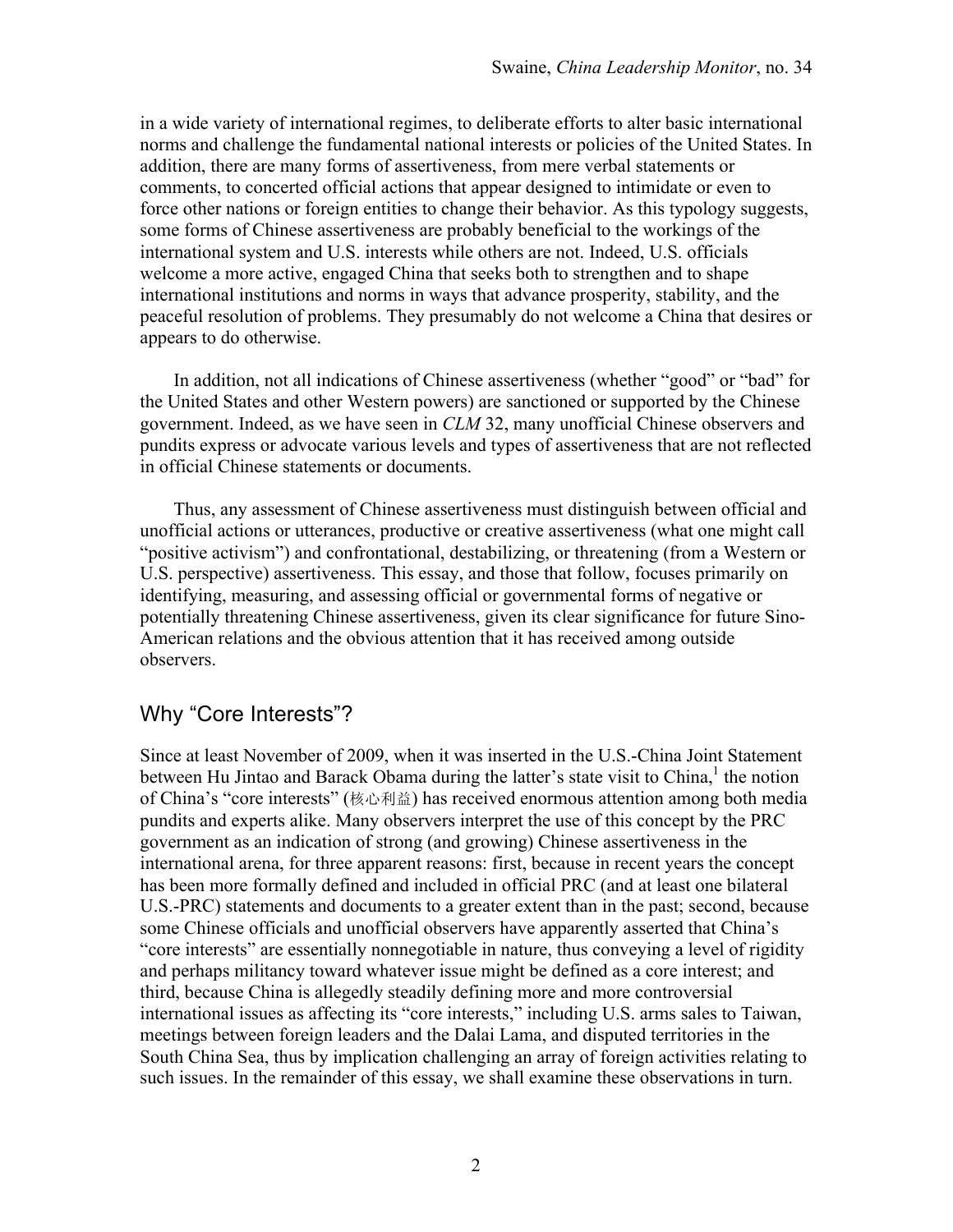in a wide variety of international regimes, to deliberate efforts to alter basic international norms and challenge the fundamental national interests or policies of the United States. In addition, there are many forms of assertiveness, from mere verbal statements or comments, to concerted official actions that appear designed to intimidate or even to force other nations or foreign entities to change their behavior. As this typology suggests, some forms of Chinese assertiveness are probably beneficial to the workings of the international system and U.S. interests while others are not. Indeed, U.S. officials welcome a more active, engaged China that seeks both to strengthen and to shape international institutions and norms in ways that advance prosperity, stability, and the peaceful resolution of problems. They presumably do not welcome a China that desires or appears to do otherwise.

In addition, not all indications of Chinese assertiveness (whether "good" or "bad" for the United States and other Western powers) are sanctioned or supported by the Chinese government. Indeed, as we have seen in *CLM* 32, many unofficial Chinese observers and pundits express or advocate various levels and types of assertiveness that are not reflected in official Chinese statements or documents.

Thus, any assessment of Chinese assertiveness must distinguish between official and unofficial actions or utterances, productive or creative assertiveness (what one might call "positive activism") and confrontational, destabilizing, or threatening (from a Western or U.S. perspective) assertiveness. This essay, and those that follow, focuses primarily on identifying, measuring, and assessing official or governmental forms of negative or potentially threatening Chinese assertiveness, given its clear significance for future Sino-American relations and the obvious attention that it has received among outside observers.

## Why "Core Interests"?

Since at least November of 2009, when it was inserted in the U.S.-China Joint Statement between Hu Jintao and Barack Obama during the latter's state visit to China,[1] the notion of China's "core interests" (核心利益) has received enormous attention among both media pundits and experts alike. Many observers interpret the use of this concept by the PRC government as an indication of strong (and growing) Chinese assertiveness in the international arena, for three apparent reasons: first, because in recent years the concept has been more formally defined and included in official PRC (and at least one bilateral U.S.-PRC) statements and documents to a greater extent than in the past; second, because some Chinese officials and unofficial observers have apparently asserted that China's "core interests" are essentially nonnegotiable in nature, thus conveying a level of rigidity and perhaps militancy toward whatever issue might be defined as a core interest; and third, because China is allegedly steadily defining more and more controversial international issues as affecting its "core interests," including U.S. arms sales to Taiwan, meetings between foreign leaders and the Dalai Lama, and disputed territories in the South China Sea, thus by implication challenging an array of foreign activities relating to such issues. In the remainder of this essay, we shall examine these observations in turn.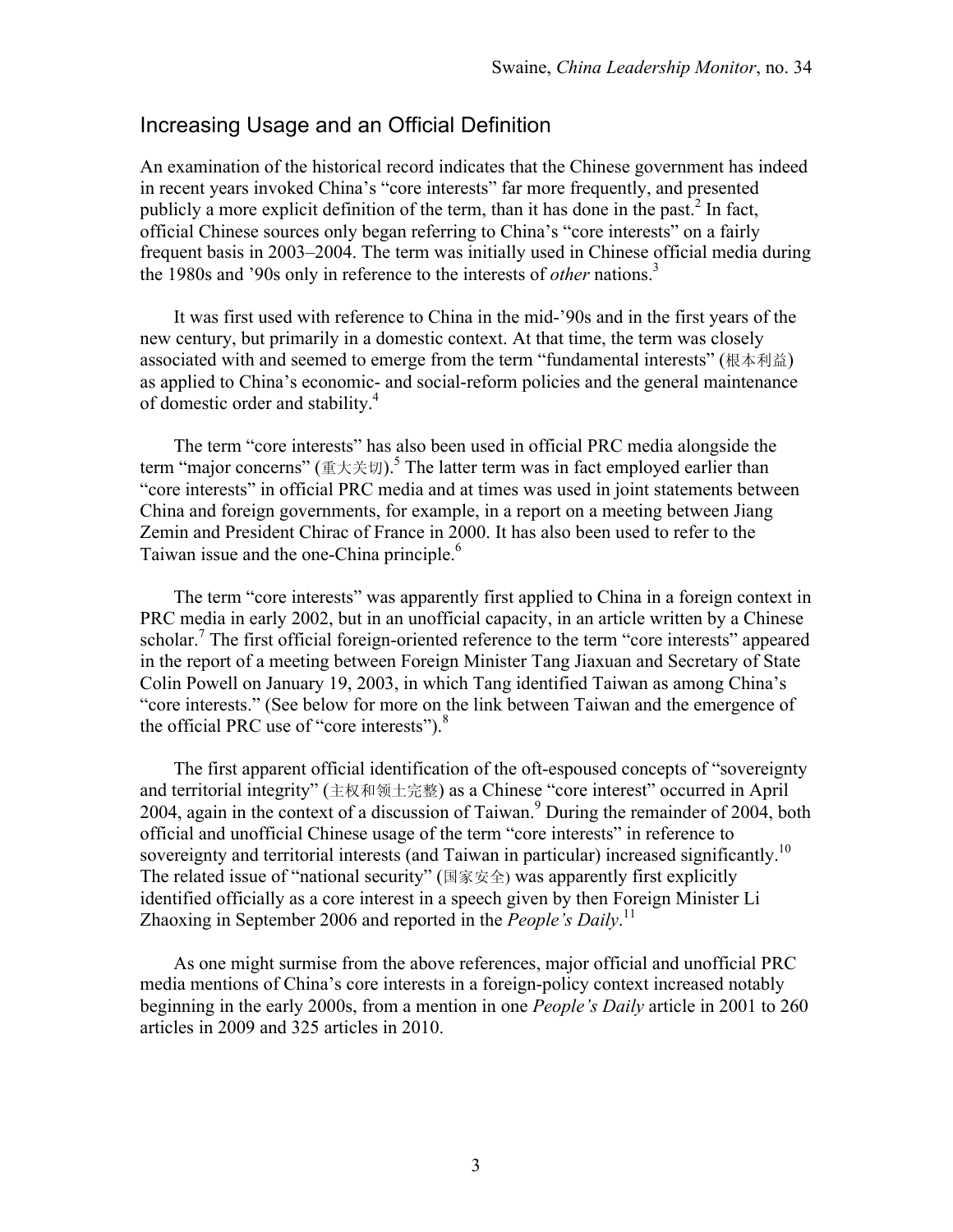## Increasing Usage and an Official Definition

An examination of the historical record indicates that the Chinese government has indeed in recent years invoked China's "core interests" far more frequently, and presented publicly a more explicit definition of the term, than it has done in the past.[2] In fact, official Chinese sources only began referring to China's "core interests" on a fairly frequent basis in 2003–2004. The term was initially used in Chinese official media during the 1980s and '90s only in reference to the interests of *other* nations.[3]

It was first used with reference to China in the mid-'90s and in the first years of the new century, but primarily in a domestic context. At that time, the term was closely associated with and seemed to emerge from the term "fundamental interests" (根本利益) as applied to China's economic- and social-reform policies and the general maintenance of domestic order and stability.[4]

The term "core interests" has also been used in official PRC media alongside the term "major concerns" (重大关切).[5] The latter term was in fact employed earlier than "core interests" in official PRC media and at times was used in joint statements between China and foreign governments, for example, in a report on a meeting between Jiang Zemin and President Chirac of France in 2000. It has also been used to refer to the Taiwan issue and the one-China principle.[6]

The term "core interests" was apparently first applied to China in a foreign context in PRC media in early 2002, but in an unofficial capacity, in an article written by a Chinese scholar.[7] The first official foreign-oriented reference to the term "core interests" appeared in the report of a meeting between Foreign Minister Tang Jiaxuan and Secretary of State Colin Powell on January 19, 2003, in which Tang identified Taiwan as among China's "core interests." (See below for more on the link between Taiwan and the emergence of the official PRC use of "core interests").[8]

The first apparent official identification of the oft-espoused concepts of "sovereignty and territorial integrity" (主权和领土完整) as a Chinese "core interest" occurred in April 2004, again in the context of a discussion of Taiwan.[9] During the remainder of 2004, both official and unofficial Chinese usage of the term "core interests" in reference to sovereignty and territorial interests (and Taiwan in particular) increased significantly.[10] The related issue of "national security" (国家安全) was apparently first explicitly identified officially as a core interest in a speech given by then Foreign Minister Li Zhaoxing in September 2006 and reported in the *People's Daily*.[11]

As one might surmise from the above references, major official and unofficial PRC media mentions of China's core interests in a foreign-policy context increased notably beginning in the early 2000s, from a mention in one *People's Daily* article in 2001 to 260 articles in 2009 and 325 articles in 2010.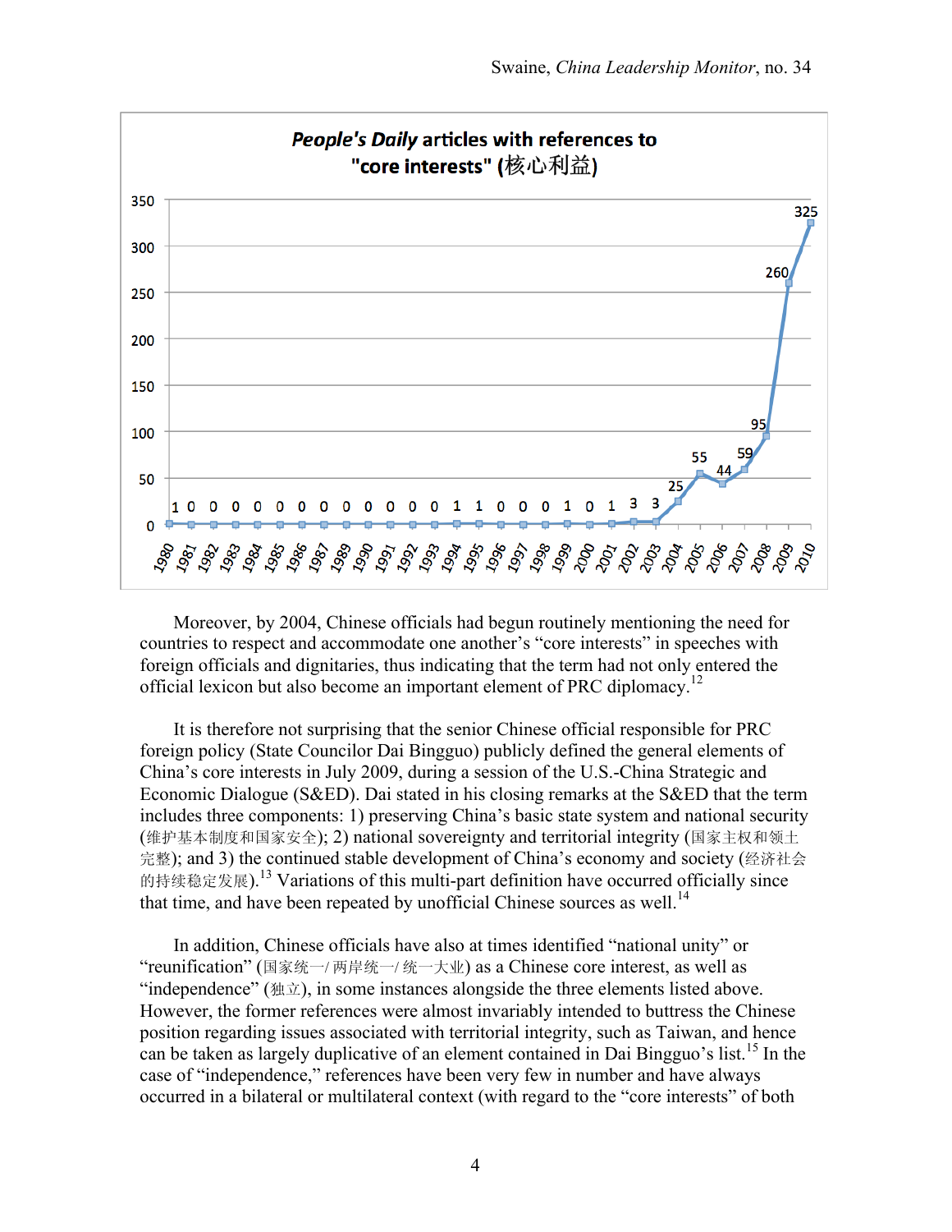***People's Daily* articles with references to "core interests" (核心利益)**

| Year | Articles |
| --- | --- |
| 1980 | 1 |
| 1981 | 0 |
| 1982 | 0 |
| 1983 | 0 |
| 1984 | 0 |
| 1985 | 0 |
| 1986 | 0 |
| 1987 | 0 |
| 1989 | 0 |
| 1990 | 0 |
| 1991 | 0 |
| 1992 | 0 |
| 1993 | 0 |
| 1994 | 1 |
| 1995 | 1 |
| 1996 | 0 |
| 1997 | 0 |
| 1998 | 0 |
| 1999 | 1 |
| 2000 | 0 |
| 2001 | 1 |
| 2002 | 3 |
| 2003 | 3 |
| 2004 | 25 |
| 2005 | 55 |
| 2006 | 44 |
| 2007 | 59 |
| 2008 | 95 |
| 2009 | 260 |
| 2010 | 325 |

Moreover, by 2004, Chinese officials had begun routinely mentioning the need for countries to respect and accommodate one another's "core interests" in speeches with foreign officials and dignitaries, thus indicating that the term had not only entered the official lexicon but also become an important element of PRC diplomacy.[12]

It is therefore not surprising that the senior Chinese official responsible for PRC foreign policy (State Councilor Dai Bingguo) publicly defined the general elements of China's core interests in July 2009, during a session of the U.S.-China Strategic and Economic Dialogue (S&ED). Dai stated in his closing remarks at the S&ED that the term includes three components: 1) preserving China's basic state system and national security (维护基本制度和国家安全); 2) national sovereignty and territorial integrity (国家主权和领土完整); and 3) the continued stable development of China's economy and society (经济社会的持续稳定发展).[13] Variations of this multi-part definition have occurred officially since that time, and have been repeated by unofficial Chinese sources as well.[14]

In addition, Chinese officials have also at times identified "national unity" or "reunification" (国家统一/ 两岸统一/ 统一大业) as a Chinese core interest, as well as "independence" (独立), in some instances alongside the three elements listed above. However, the former references were almost invariably intended to buttress the Chinese position regarding issues associated with territorial integrity, such as Taiwan, and hence can be taken as largely duplicative of an element contained in Dai Bingguo's list.[15] In the case of "independence," references have been very few in number and have always occurred in a bilateral or multilateral context (with regard to the "core interests" of both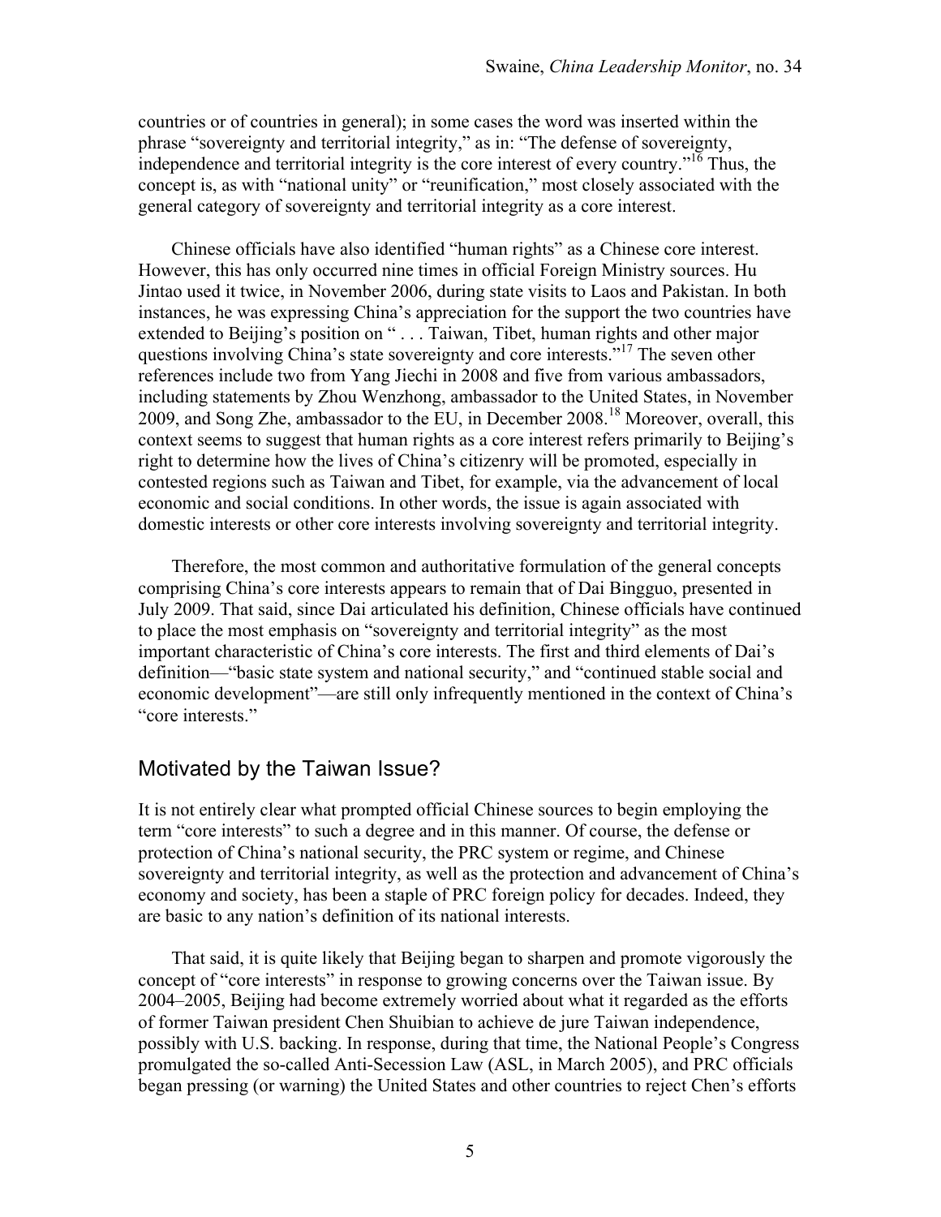countries or of countries in general); in some cases the word was inserted within the phrase "sovereignty and territorial integrity," as in: "The defense of sovereignty, independence and territorial integrity is the core interest of every country."[16] Thus, the concept is, as with "national unity" or "reunification," most closely associated with the general category of sovereignty and territorial integrity as a core interest.

Chinese officials have also identified "human rights" as a Chinese core interest. However, this has only occurred nine times in official Foreign Ministry sources. Hu Jintao used it twice, in November 2006, during state visits to Laos and Pakistan. In both instances, he was expressing China's appreciation for the support the two countries have extended to Beijing's position on " . . . Taiwan, Tibet, human rights and other major questions involving China's state sovereignty and core interests."[17] The seven other references include two from Yang Jiechi in 2008 and five from various ambassadors, including statements by Zhou Wenzhong, ambassador to the United States, in November 2009, and Song Zhe, ambassador to the EU, in December 2008.[18] Moreover, overall, this context seems to suggest that human rights as a core interest refers primarily to Beijing's right to determine how the lives of China's citizenry will be promoted, especially in contested regions such as Taiwan and Tibet, for example, via the advancement of local economic and social conditions. In other words, the issue is again associated with domestic interests or other core interests involving sovereignty and territorial integrity.

Therefore, the most common and authoritative formulation of the general concepts comprising China's core interests appears to remain that of Dai Bingguo, presented in July 2009. That said, since Dai articulated his definition, Chinese officials have continued to place the most emphasis on "sovereignty and territorial integrity" as the most important characteristic of China's core interests. The first and third elements of Dai's definition—"basic state system and national security," and "continued stable social and economic development"—are still only infrequently mentioned in the context of China's "core interests."

## Motivated by the Taiwan Issue?

It is not entirely clear what prompted official Chinese sources to begin employing the term "core interests" to such a degree and in this manner. Of course, the defense or protection of China's national security, the PRC system or regime, and Chinese sovereignty and territorial integrity, as well as the protection and advancement of China's economy and society, has been a staple of PRC foreign policy for decades. Indeed, they are basic to any nation's definition of its national interests.

That said, it is quite likely that Beijing began to sharpen and promote vigorously the concept of "core interests" in response to growing concerns over the Taiwan issue. By 2004–2005, Beijing had become extremely worried about what it regarded as the efforts of former Taiwan president Chen Shuibian to achieve de jure Taiwan independence, possibly with U.S. backing. In response, during that time, the National People's Congress promulgated the so-called Anti-Secession Law (ASL, in March 2005), and PRC officials began pressing (or warning) the United States and other countries to reject Chen's efforts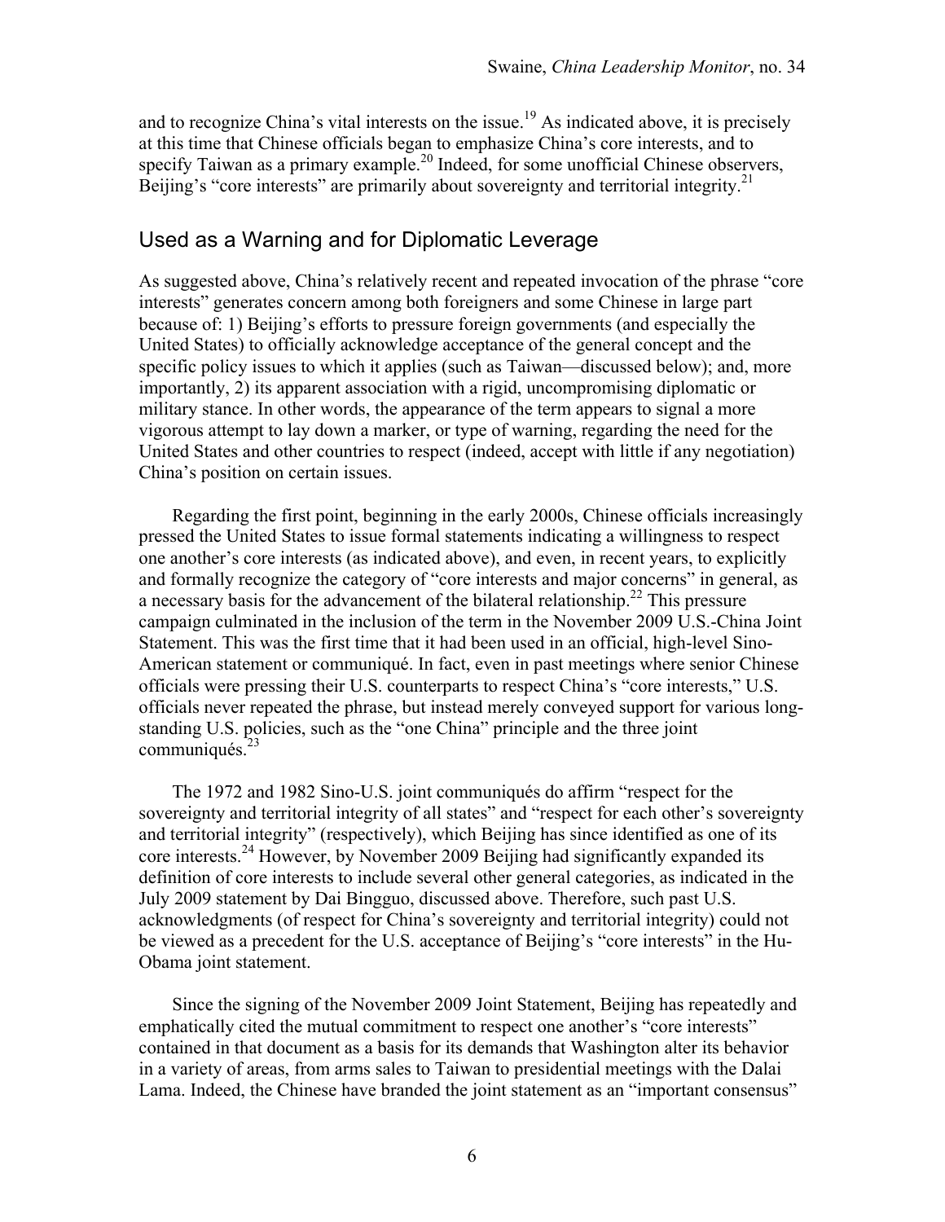and to recognize China's vital interests on the issue.[19] As indicated above, it is precisely at this time that Chinese officials began to emphasize China's core interests, and to specify Taiwan as a primary example.[20] Indeed, for some unofficial Chinese observers, Beijing's "core interests" are primarily about sovereignty and territorial integrity.[21]

## Used as a Warning and for Diplomatic Leverage

As suggested above, China's relatively recent and repeated invocation of the phrase "core interests" generates concern among both foreigners and some Chinese in large part because of: 1) Beijing's efforts to pressure foreign governments (and especially the United States) to officially acknowledge acceptance of the general concept and the specific policy issues to which it applies (such as Taiwan—discussed below); and, more importantly, 2) its apparent association with a rigid, uncompromising diplomatic or military stance. In other words, the appearance of the term appears to signal a more vigorous attempt to lay down a marker, or type of warning, regarding the need for the United States and other countries to respect (indeed, accept with little if any negotiation) China's position on certain issues.

Regarding the first point, beginning in the early 2000s, Chinese officials increasingly pressed the United States to issue formal statements indicating a willingness to respect one another's core interests (as indicated above), and even, in recent years, to explicitly and formally recognize the category of "core interests and major concerns" in general, as a necessary basis for the advancement of the bilateral relationship.[22] This pressure campaign culminated in the inclusion of the term in the November 2009 U.S.-China Joint Statement. This was the first time that it had been used in an official, high-level Sino-American statement or communiqué. In fact, even in past meetings where senior Chinese officials were pressing their U.S. counterparts to respect China's "core interests," U.S. officials never repeated the phrase, but instead merely conveyed support for various long-standing U.S. policies, such as the "one China" principle and the three joint communiqués.[23]

The 1972 and 1982 Sino-U.S. joint communiqués do affirm "respect for the sovereignty and territorial integrity of all states" and "respect for each other's sovereignty and territorial integrity" (respectively), which Beijing has since identified as one of its core interests.[24] However, by November 2009 Beijing had significantly expanded its definition of core interests to include several other general categories, as indicated in the July 2009 statement by Dai Bingguo, discussed above. Therefore, such past U.S. acknowledgments (of respect for China's sovereignty and territorial integrity) could not be viewed as a precedent for the U.S. acceptance of Beijing's "core interests" in the Hu-Obama joint statement.

Since the signing of the November 2009 Joint Statement, Beijing has repeatedly and emphatically cited the mutual commitment to respect one another's "core interests" contained in that document as a basis for its demands that Washington alter its behavior in a variety of areas, from arms sales to Taiwan to presidential meetings with the Dalai Lama. Indeed, the Chinese have branded the joint statement as an "important consensus"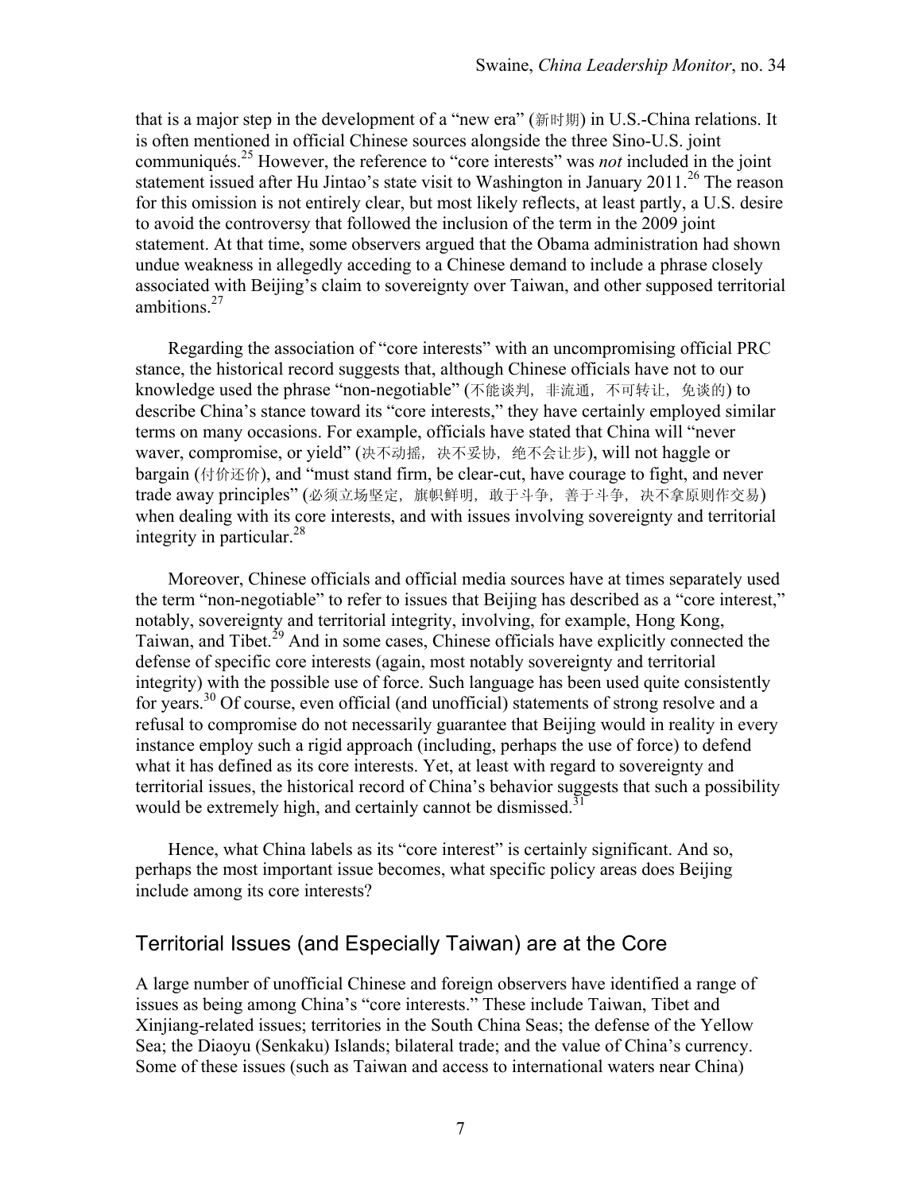that is a major step in the development of a "new era" (新时期) in U.S.-China relations. It is often mentioned in official Chinese sources alongside the three Sino-U.S. joint communiqués.[25] However, the reference to "core interests" was *not* included in the joint statement issued after Hu Jintao's state visit to Washington in January 2011.[26] The reason for this omission is not entirely clear, but most likely reflects, at least partly, a U.S. desire to avoid the controversy that followed the inclusion of the term in the 2009 joint statement. At that time, some observers argued that the Obama administration had shown undue weakness in allegedly acceding to a Chinese demand to include a phrase closely associated with Beijing's claim to sovereignty over Taiwan, and other supposed territorial ambitions.[27]

Regarding the association of "core interests" with an uncompromising official PRC stance, the historical record suggests that, although Chinese officials have not to our knowledge used the phrase "non-negotiable" (不能谈判，非流通，不可转让，免谈的) to describe China's stance toward its "core interests," they have certainly employed similar terms on many occasions. For example, officials have stated that China will "never waver, compromise, or yield" (决不动摇，决不妥协，绝不会让步), will not haggle or bargain (付价还价), and "must stand firm, be clear-cut, have courage to fight, and never trade away principles" (必须立场坚定，旗帜鲜明，敢于斗争，善于斗争，决不拿原则作交易) when dealing with its core interests, and with issues involving sovereignty and territorial integrity in particular.[28]

Moreover, Chinese officials and official media sources have at times separately used the term "non-negotiable" to refer to issues that Beijing has described as a "core interest," notably, sovereignty and territorial integrity, involving, for example, Hong Kong, Taiwan, and Tibet.[29] And in some cases, Chinese officials have explicitly connected the defense of specific core interests (again, most notably sovereignty and territorial integrity) with the possible use of force. Such language has been used quite consistently for years.[30] Of course, even official (and unofficial) statements of strong resolve and a refusal to compromise do not necessarily guarantee that Beijing would in reality in every instance employ such a rigid approach (including, perhaps the use of force) to defend what it has defined as its core interests. Yet, at least with regard to sovereignty and territorial issues, the historical record of China's behavior suggests that such a possibility would be extremely high, and certainly cannot be dismissed.[31]

Hence, what China labels as its "core interest" is certainly significant. And so, perhaps the most important issue becomes, what specific policy areas does Beijing include among its core interests?

## Territorial Issues (and Especially Taiwan) are at the Core

A large number of unofficial Chinese and foreign observers have identified a range of issues as being among China's "core interests." These include Taiwan, Tibet and Xinjiang-related issues; territories in the South China Seas; the defense of the Yellow Sea; the Diaoyu (Senkaku) Islands; bilateral trade; and the value of China's currency. Some of these issues (such as Taiwan and access to international waters near China)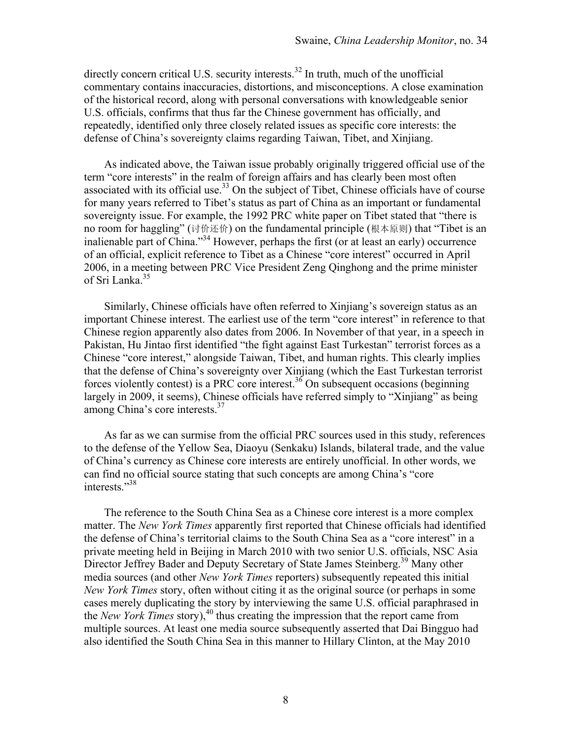directly concern critical U.S. security interests.[32] In truth, much of the unofficial commentary contains inaccuracies, distortions, and misconceptions. A close examination of the historical record, along with personal conversations with knowledgeable senior U.S. officials, confirms that thus far the Chinese government has officially, and repeatedly, identified only three closely related issues as specific core interests: the defense of China's sovereignty claims regarding Taiwan, Tibet, and Xinjiang.

As indicated above, the Taiwan issue probably originally triggered official use of the term "core interests" in the realm of foreign affairs and has clearly been most often associated with its official use.[33] On the subject of Tibet, Chinese officials have of course for many years referred to Tibet's status as part of China as an important or fundamental sovereignty issue. For example, the 1992 PRC white paper on Tibet stated that "there is no room for haggling" (讨价还价) on the fundamental principle (根本原则) that "Tibet is an inalienable part of China."[34] However, perhaps the first (or at least an early) occurrence of an official, explicit reference to Tibet as a Chinese "core interest" occurred in April 2006, in a meeting between PRC Vice President Zeng Qinghong and the prime minister of Sri Lanka.[35]

Similarly, Chinese officials have often referred to Xinjiang's sovereign status as an important Chinese interest. The earliest use of the term "core interest" in reference to that Chinese region apparently also dates from 2006. In November of that year, in a speech in Pakistan, Hu Jintao first identified "the fight against East Turkestan" terrorist forces as a Chinese "core interest," alongside Taiwan, Tibet, and human rights. This clearly implies that the defense of China's sovereignty over Xinjiang (which the East Turkestan terrorist forces violently contest) is a PRC core interest.[36] On subsequent occasions (beginning largely in 2009, it seems), Chinese officials have referred simply to "Xinjiang" as being among China's core interests.[37]

As far as we can surmise from the official PRC sources used in this study, references to the defense of the Yellow Sea, Diaoyu (Senkaku) Islands, bilateral trade, and the value of China's currency as Chinese core interests are entirely unofficial. In other words, we can find no official source stating that such concepts are among China's "core interests."[38]

The reference to the South China Sea as a Chinese core interest is a more complex matter. The *New York Times* apparently first reported that Chinese officials had identified the defense of China's territorial claims to the South China Sea as a "core interest" in a private meeting held in Beijing in March 2010 with two senior U.S. officials, NSC Asia Director Jeffrey Bader and Deputy Secretary of State James Steinberg.[39] Many other media sources (and other *New York Times* reporters) subsequently repeated this initial *New York Times* story, often without citing it as the original source (or perhaps in some cases merely duplicating the story by interviewing the same U.S. official paraphrased in the *New York Times* story),[40] thus creating the impression that the report came from multiple sources. At least one media source subsequently asserted that Dai Bingguo had also identified the South China Sea in this manner to Hillary Clinton, at the May 2010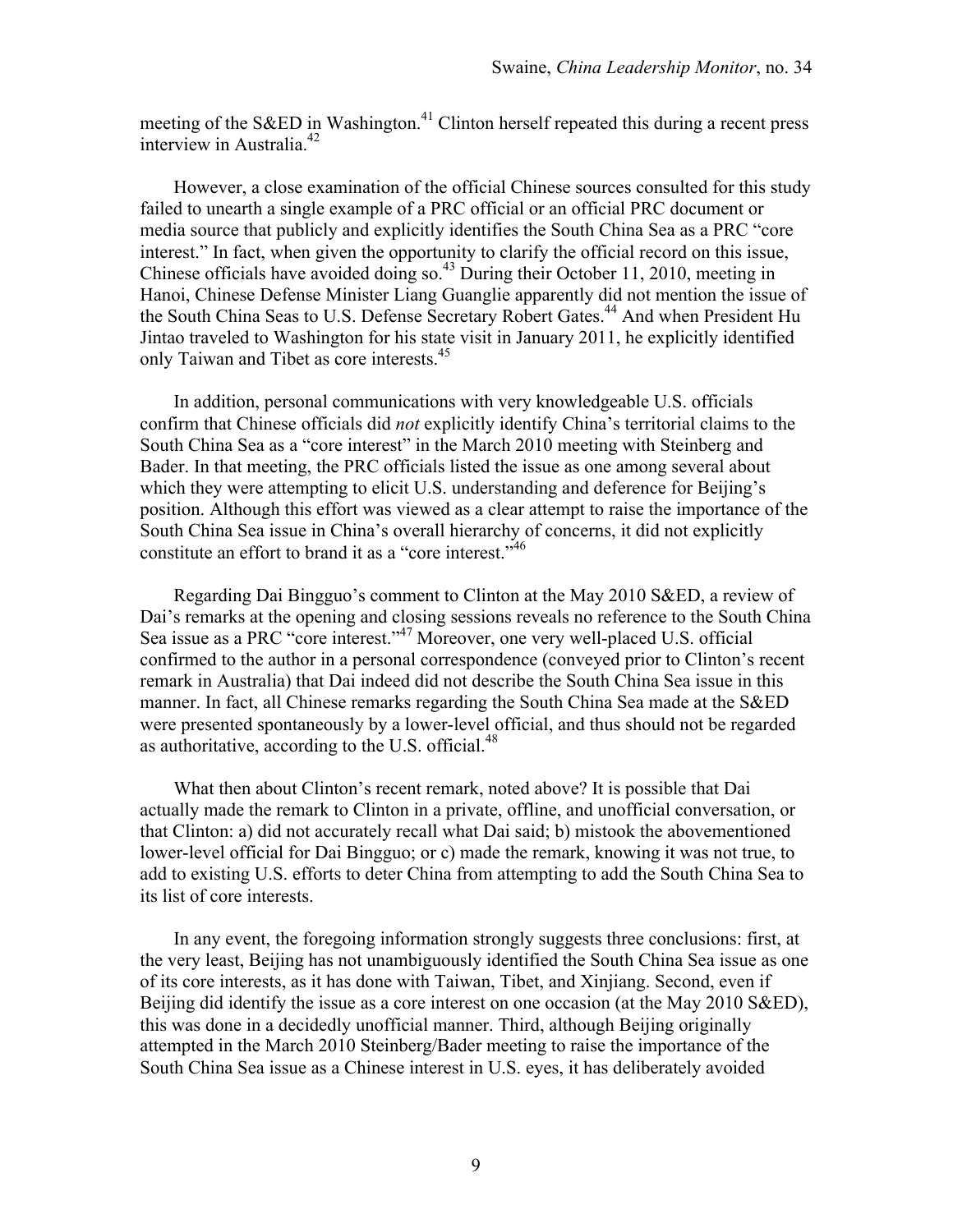meeting of the S&ED in Washington.[41] Clinton herself repeated this during a recent press interview in Australia.[42]

However, a close examination of the official Chinese sources consulted for this study failed to unearth a single example of a PRC official or an official PRC document or media source that publicly and explicitly identifies the South China Sea as a PRC "core interest." In fact, when given the opportunity to clarify the official record on this issue, Chinese officials have avoided doing so.[43] During their October 11, 2010, meeting in Hanoi, Chinese Defense Minister Liang Guanglie apparently did not mention the issue of the South China Seas to U.S. Defense Secretary Robert Gates.[44] And when President Hu Jintao traveled to Washington for his state visit in January 2011, he explicitly identified only Taiwan and Tibet as core interests.[45]

In addition, personal communications with very knowledgeable U.S. officials confirm that Chinese officials did *not* explicitly identify China's territorial claims to the South China Sea as a "core interest" in the March 2010 meeting with Steinberg and Bader. In that meeting, the PRC officials listed the issue as one among several about which they were attempting to elicit U.S. understanding and deference for Beijing's position. Although this effort was viewed as a clear attempt to raise the importance of the South China Sea issue in China's overall hierarchy of concerns, it did not explicitly constitute an effort to brand it as a "core interest."[46]

Regarding Dai Bingguo's comment to Clinton at the May 2010 S&ED, a review of Dai's remarks at the opening and closing sessions reveals no reference to the South China Sea issue as a PRC "core interest."[47] Moreover, one very well-placed U.S. official confirmed to the author in a personal correspondence (conveyed prior to Clinton's recent remark in Australia) that Dai indeed did not describe the South China Sea issue in this manner. In fact, all Chinese remarks regarding the South China Sea made at the S&ED were presented spontaneously by a lower-level official, and thus should not be regarded as authoritative, according to the U.S. official.[48]

What then about Clinton's recent remark, noted above? It is possible that Dai actually made the remark to Clinton in a private, offline, and unofficial conversation, or that Clinton: a) did not accurately recall what Dai said; b) mistook the abovementioned lower-level official for Dai Bingguo; or c) made the remark, knowing it was not true, to add to existing U.S. efforts to deter China from attempting to add the South China Sea to its list of core interests.

In any event, the foregoing information strongly suggests three conclusions: first, at the very least, Beijing has not unambiguously identified the South China Sea issue as one of its core interests, as it has done with Taiwan, Tibet, and Xinjiang. Second, even if Beijing did identify the issue as a core interest on one occasion (at the May 2010 S&ED), this was done in a decidedly unofficial manner. Third, although Beijing originally attempted in the March 2010 Steinberg/Bader meeting to raise the importance of the South China Sea issue as a Chinese interest in U.S. eyes, it has deliberately avoided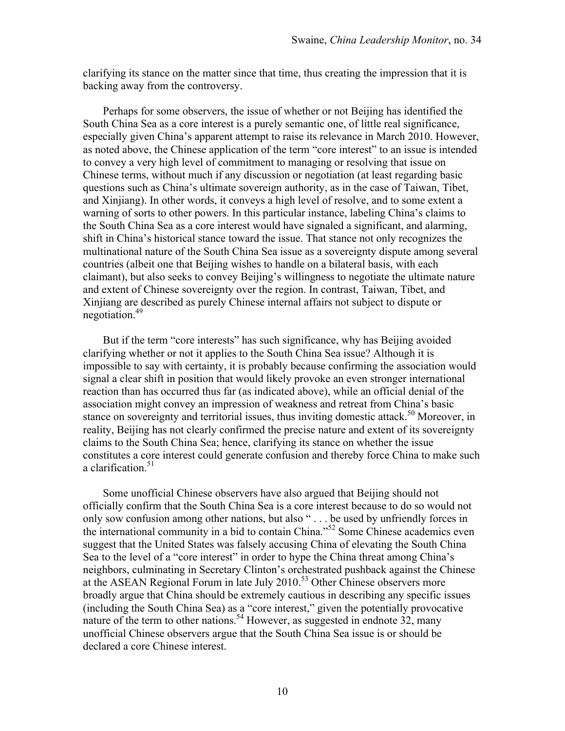clarifying its stance on the matter since that time, thus creating the impression that it is backing away from the controversy.

Perhaps for some observers, the issue of whether or not Beijing has identified the South China Sea as a core interest is a purely semantic one, of little real significance, especially given China's apparent attempt to raise its relevance in March 2010. However, as noted above, the Chinese application of the term "core interest" to an issue is intended to convey a very high level of commitment to managing or resolving that issue on Chinese terms, without much if any discussion or negotiation (at least regarding basic questions such as China's ultimate sovereign authority, as in the case of Taiwan, Tibet, and Xinjiang). In other words, it conveys a high level of resolve, and to some extent a warning of sorts to other powers. In this particular instance, labeling China's claims to the South China Sea as a core interest would have signaled a significant, and alarming, shift in China's historical stance toward the issue. That stance not only recognizes the multinational nature of the South China Sea issue as a sovereignty dispute among several countries (albeit one that Beijing wishes to handle on a bilateral basis, with each claimant), but also seeks to convey Beijing's willingness to negotiate the ultimate nature and extent of Chinese sovereignty over the region. In contrast, Taiwan, Tibet, and Xinjiang are described as purely Chinese internal affairs not subject to dispute or negotiation.[49]

But if the term "core interests" has such significance, why has Beijing avoided clarifying whether or not it applies to the South China Sea issue? Although it is impossible to say with certainty, it is probably because confirming the association would signal a clear shift in position that would likely provoke an even stronger international reaction than has occurred thus far (as indicated above), while an official denial of the association might convey an impression of weakness and retreat from China's basic stance on sovereignty and territorial issues, thus inviting domestic attack.[50] Moreover, in reality, Beijing has not clearly confirmed the precise nature and extent of its sovereignty claims to the South China Sea; hence, clarifying its stance on whether the issue constitutes a core interest could generate confusion and thereby force China to make such a clarification.[51]

Some unofficial Chinese observers have also argued that Beijing should not officially confirm that the South China Sea is a core interest because to do so would not only sow confusion among other nations, but also " . . . be used by unfriendly forces in the international community in a bid to contain China."[52] Some Chinese academics even suggest that the United States was falsely accusing China of elevating the South China Sea to the level of a "core interest" in order to hype the China threat among China's neighbors, culminating in Secretary Clinton's orchestrated pushback against the Chinese at the ASEAN Regional Forum in late July 2010.[53] Other Chinese observers more broadly argue that China should be extremely cautious in describing any specific issues (including the South China Sea) as a "core interest," given the potentially provocative nature of the term to other nations.[54] However, as suggested in endnote 32, many unofficial Chinese observers argue that the South China Sea issue is or should be declared a core Chinese interest.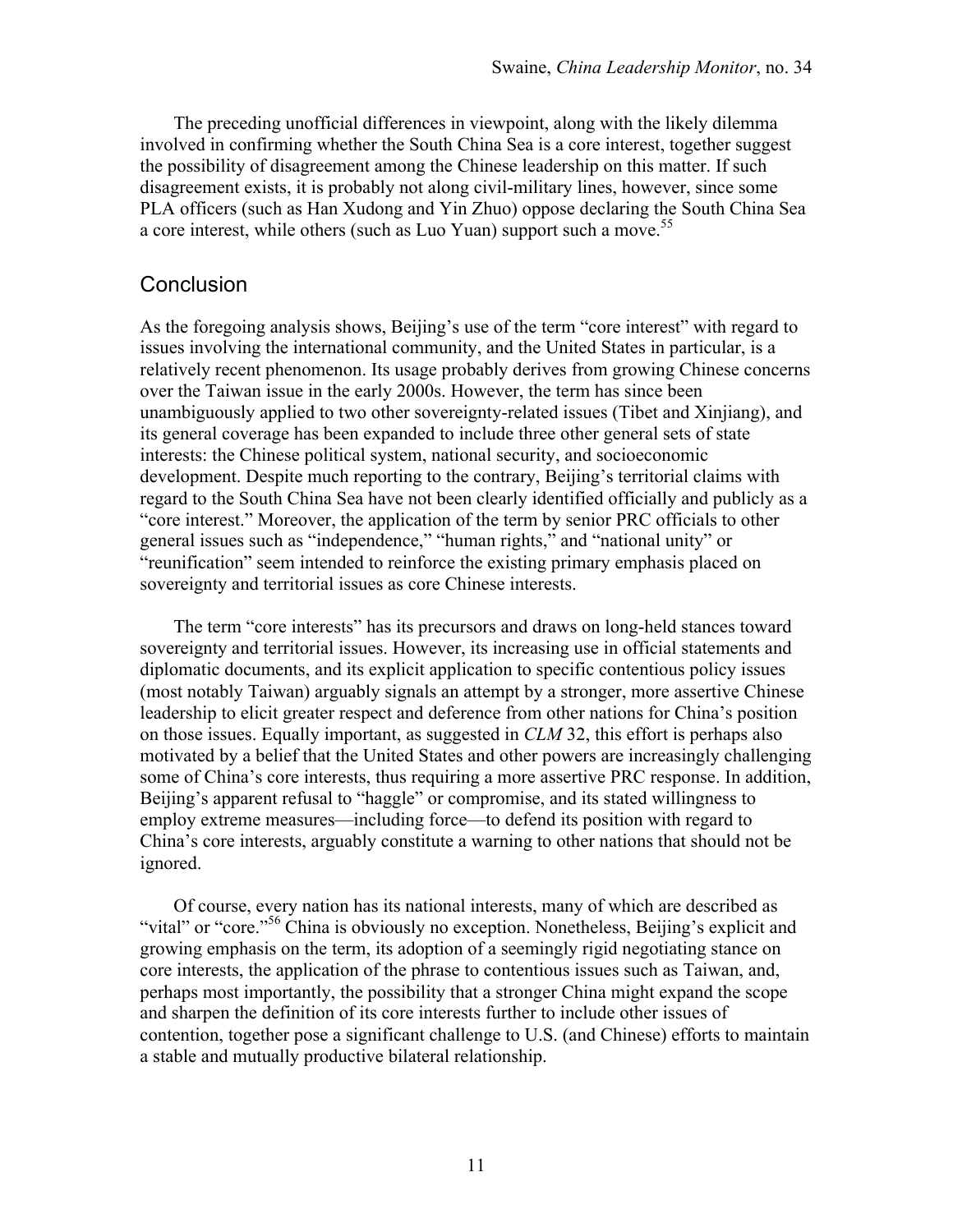The preceding unofficial differences in viewpoint, along with the likely dilemma involved in confirming whether the South China Sea is a core interest, together suggest the possibility of disagreement among the Chinese leadership on this matter. If such disagreement exists, it is probably not along civil-military lines, however, since some PLA officers (such as Han Xudong and Yin Zhuo) oppose declaring the South China Sea a core interest, while others (such as Luo Yuan) support such a move.[55]

## Conclusion

As the foregoing analysis shows, Beijing's use of the term "core interest" with regard to issues involving the international community, and the United States in particular, is a relatively recent phenomenon. Its usage probably derives from growing Chinese concerns over the Taiwan issue in the early 2000s. However, the term has since been unambiguously applied to two other sovereignty-related issues (Tibet and Xinjiang), and its general coverage has been expanded to include three other general sets of state interests: the Chinese political system, national security, and socioeconomic development. Despite much reporting to the contrary, Beijing's territorial claims with regard to the South China Sea have not been clearly identified officially and publicly as a "core interest." Moreover, the application of the term by senior PRC officials to other general issues such as "independence," "human rights," and "national unity" or "reunification" seem intended to reinforce the existing primary emphasis placed on sovereignty and territorial issues as core Chinese interests.

The term "core interests" has its precursors and draws on long-held stances toward sovereignty and territorial issues. However, its increasing use in official statements and diplomatic documents, and its explicit application to specific contentious policy issues (most notably Taiwan) arguably signals an attempt by a stronger, more assertive Chinese leadership to elicit greater respect and deference from other nations for China's position on those issues. Equally important, as suggested in *CLM* 32, this effort is perhaps also motivated by a belief that the United States and other powers are increasingly challenging some of China's core interests, thus requiring a more assertive PRC response. In addition, Beijing's apparent refusal to "haggle" or compromise, and its stated willingness to employ extreme measures—including force—to defend its position with regard to China's core interests, arguably constitute a warning to other nations that should not be ignored.

Of course, every nation has its national interests, many of which are described as "vital" or "core."[56] China is obviously no exception. Nonetheless, Beijing's explicit and growing emphasis on the term, its adoption of a seemingly rigid negotiating stance on core interests, the application of the phrase to contentious issues such as Taiwan, and, perhaps most importantly, the possibility that a stronger China might expand the scope and sharpen the definition of its core interests further to include other issues of contention, together pose a significant challenge to U.S. (and Chinese) efforts to maintain a stable and mutually productive bilateral relationship.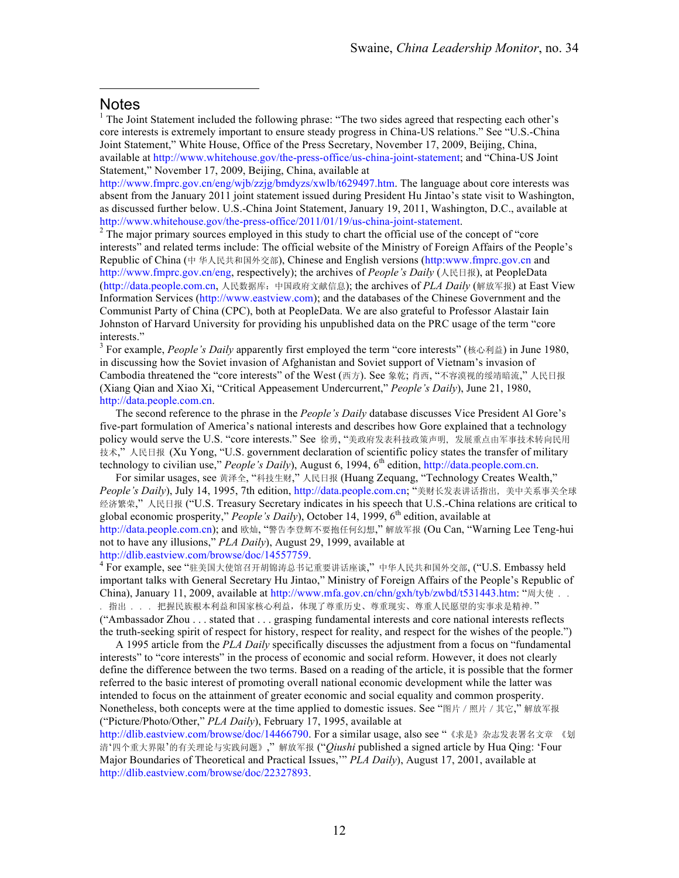## Notes

[1] The Joint Statement included the following phrase: "The two sides agreed that respecting each other's core interests is extremely important to ensure steady progress in China-US relations." See "U.S.-China Joint Statement," White House, Office of the Press Secretary, November 17, 2009, Beijing, China, available at http://www.whitehouse.gov/the-press-office/us-china-joint-statement; and "China-US Joint Statement," November 17, 2009, Beijing, China, available at http://www.fmprc.gov.cn/eng/wjb/zzjg/bmdyzs/xwlb/t629497.htm. The language about core interests was absent from the January 2011 joint statement issued during President Hu Jintao's state visit to Washington, as discussed further below. U.S.-China Joint Statement, January 19, 2011, Washington, D.C., available at http://www.whitehouse.gov/the-press-office/2011/01/19/us-china-joint-statement.

[2] The major primary sources employed in this study to chart the official use of the concept of "core interests" and related terms include: The official website of the Ministry of Foreign Affairs of the People's Republic of China (中华人民共和国外交部), Chinese and English versions (http:www.fmprc.gov.cn and http://www.fmprc.gov.cn/eng, respectively); the archives of *People's Daily* (人民日报), at PeopleData (http://data.people.com.cn, 人民数据库：中国政府文献信息); the archives of *PLA Daily* (解放军报) at East View Information Services (http://www.eastview.com); and the databases of the Chinese Government and the Communist Party of China (CPC), both at PeopleData. We are also grateful to Professor Alastair Iain Johnston of Harvard University for providing his unpublished data on the PRC usage of the term "core interests."

[3] For example, *People's Daily* apparently first employed the term "core interests" (核心利益) in June 1980, in discussing how the Soviet invasion of Afghanistan and Soviet support of Vietnam's invasion of Cambodia threatened the "core interests" of the West (西方). See 象乾; 肖西, "不容漠视的绥靖暗流," 人民日报 (Xiang Qian and Xiao Xi, "Critical Appeasement Undercurrent," *People's Daily*), June 21, 1980, http://data.people.com.cn.

The second reference to the phrase in the *People's Daily* database discusses Vice President Al Gore's five-part formulation of America's national interests and describes how Gore explained that a technology policy would serve the U.S. "core interests." See 徐勇, "美政府发表科技政策声明，发展重点由军事技术转向民用技术," 人民日报 (Xu Yong, "U.S. government declaration of scientific policy states the transfer of military technology to civilian use," *People's Daily*), August 6, 1994, 6th edition, http://data.people.com.cn.

For similar usages, see 黄泽全, "科技生财," 人民日报 (Huang Zequang, "Technology Creates Wealth," *People's Daily*), July 14, 1995, 7th edition, http://data.people.com.cn; "美财长发表讲话指出，美中关系事关全球经济繁荣," 人民日报 ("U.S. Treasury Secretary indicates in his speech that U.S.-China relations are critical to global economic prosperity," *People's Daily*), October 14, 1999, 6th edition, available at http://data.people.com.cn); and 欧灿, "警告李登辉不要抱任何幻想," 解放军报 (Ou Can, "Warning Lee Teng-hui not to have any illusions," *PLA Daily*), August 29, 1999, available at http://dlib.eastview.com/browse/doc/14557759.

[4] For example, see "驻美国大使馆召开胡锦涛总书记重要讲话座谈," 中华人民共和国外交部, ("U.S. Embassy held important talks with General Secretary Hu Jintao," Ministry of Foreign Affairs of the People's Republic of China), January 11, 2009, available at http://www.mfa.gov.cn/chn/gxh/tyb/zwbd/t531443.htm: "周大使 . . . 指出 . . . 把握民族根本利益和国家核心利益，体现了尊重历史、尊重现实、尊重人民愿望的实事求是精神." ("Ambassador Zhou . . . stated that . . . grasping fundamental interests and core national interests reflects the truth-seeking spirit of respect for history, respect for reality, and respect for the wishes of the people.")

A 1995 article from the *PLA Daily* specifically discusses the adjustment from a focus on "fundamental interests" to "core interests" in the process of economic and social reform. However, it does not clearly define the difference between the two terms. Based on a reading of the article, it is possible that the former referred to the basic interest of promoting overall national economic development while the latter was intended to focus on the attainment of greater economic and social equality and common prosperity. Nonetheless, both concepts were at the time applied to domestic issues. See "图片 / 照片 / 其它," 解放军报 ("Picture/Photo/Other," *PLA Daily*), February 17, 1995, available at http://dlib.eastview.com/browse/doc/14466790. For a similar usage, also see "《求是》杂志发表署名文章 《划清'四个重大界限'的有关理论与实践问题》," 解放军报 ("*Qiushi* published a signed article by Hua Qing: 'Four Major Boundaries of Theoretical and Practical Issues,'" *PLA Daily*), August 17, 2001, available at http://dlib.eastview.com/browse/doc/22327893.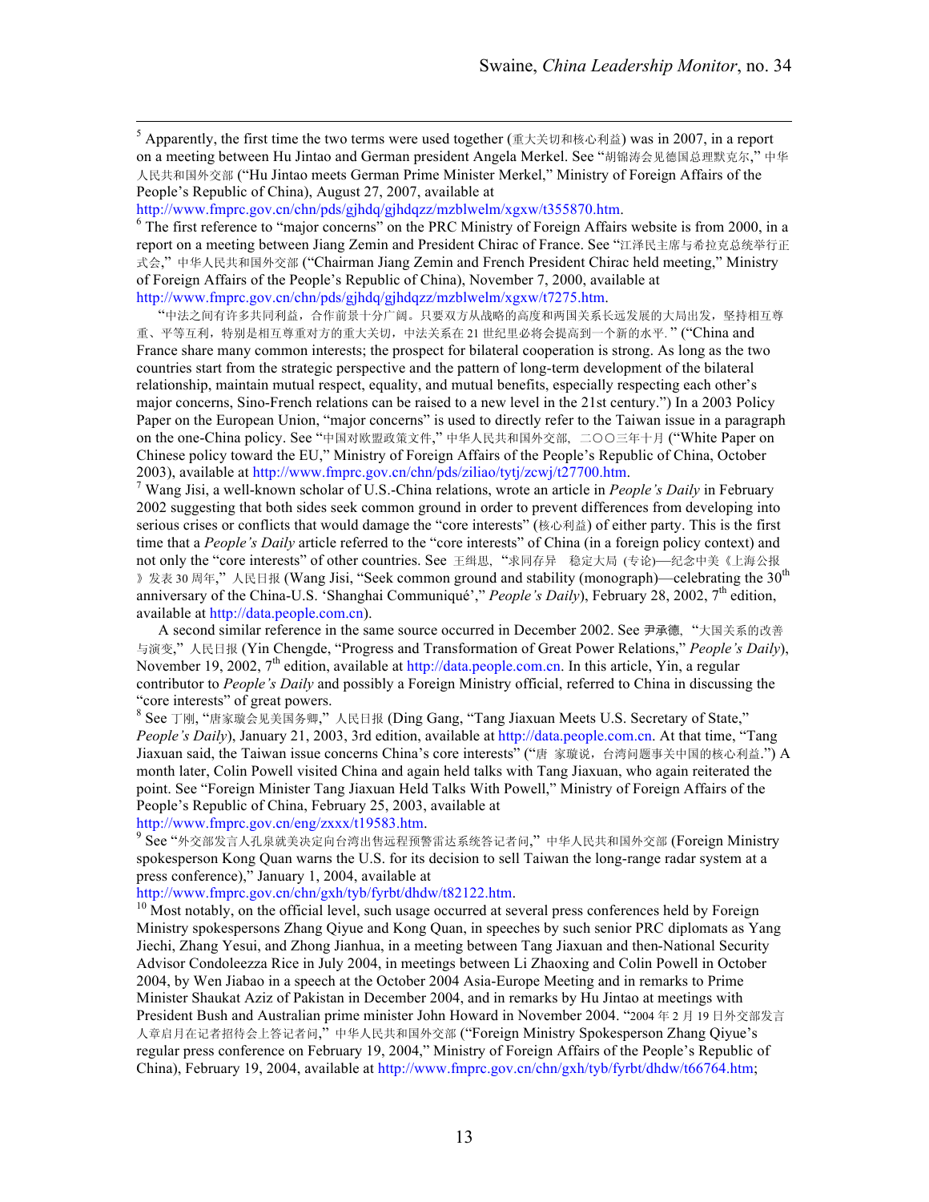[5] Apparently, the first time the two terms were used together (重大关切和核心利益) was in 2007, in a report on a meeting between Hu Jintao and German president Angela Merkel. See "胡锦涛会见德国总理默克尔," 中华人民共和国外交部 ("Hu Jintao meets German Prime Minister Merkel," Ministry of Foreign Affairs of the People's Republic of China), August 27, 2007, available at http://www.fmprc.gov.cn/chn/pds/gjhdq/gjhdqzz/mzblwelm/xgxw/t355870.htm.

[6] The first reference to "major concerns" on the PRC Ministry of Foreign Affairs website is from 2000, in a report on a meeting between Jiang Zemin and President Chirac of France. See "江泽民主席与希拉克总统举行正式会," 中华人民共和国外交部 ("Chairman Jiang Zemin and French President Chirac held meeting," Ministry of Foreign Affairs of the People's Republic of China), November 7, 2000, available at http://www.fmprc.gov.cn/chn/pds/gjhdq/gjhdqzz/mzblwelm/xgxw/t7275.htm.

"中法之间有许多共同利益，合作前景十分广阔。只要双方从战略的高度和两国关系长远发展的大局出发，坚持相互尊重、平等互利，特别是相互尊重对方的重大关切，中法关系在 21 世纪里必将会提高到一个新的水平." ("China and France share many common interests; the prospect for bilateral cooperation is strong. As long as the two countries start from the strategic perspective and the pattern of long-term development of the bilateral relationship, maintain mutual respect, equality, and mutual benefits, especially respecting each other's major concerns, Sino-French relations can be raised to a new level in the 21st century.") In a 2003 Policy Paper on the European Union, "major concerns" is used to directly refer to the Taiwan issue in a paragraph on the one-China policy. See "中国对欧盟政策文件," 中华人民共和国外交部, 二〇〇三年十月 ("White Paper on Chinese policy toward the EU," Ministry of Foreign Affairs of the People's Republic of China, October 2003), available at http://www.fmprc.gov.cn/chn/pds/ziliao/tytj/zcwj/t27700.htm.

[7] Wang Jisi, a well-known scholar of U.S.-China relations, wrote an article in *People's Daily* in February 2002 suggesting that both sides seek common ground in order to prevent differences from developing into serious crises or conflicts that would damage the "core interests" (核心利益) of either party. This is the first time that a *People's Daily* article referred to the "core interests" of China (in a foreign policy context) and not only the "core interests" of other countries. See 王缉思, "求同存异　稳定大局 (专论)—纪念中美《上海公报》发表 30 周年," 人民日报 (Wang Jisi, "Seek common ground and stability (monograph)—celebrating the 30th anniversary of the China-U.S. 'Shanghai Communiqué'," *People's Daily*), February 28, 2002, 7th edition, available at http://data.people.com.cn).

A second similar reference in the same source occurred in December 2002. See 尹承德, "大国关系的改善与演变," 人民日报 (Yin Chengde, "Progress and Transformation of Great Power Relations," *People's Daily*), November 19, 2002, 7th edition, available at http://data.people.com.cn. In this article, Yin, a regular contributor to *People's Daily* and possibly a Foreign Ministry official, referred to China in discussing the "core interests" of great powers.

[8] See 丁刚, "唐家璇会见美国务卿," 人民日报 (Ding Gang, "Tang Jiaxuan Meets U.S. Secretary of State," *People's Daily*), January 21, 2003, 3rd edition, available at http://data.people.com.cn. At that time, "Tang Jiaxuan said, the Taiwan issue concerns China's core interests" ("唐 家璇说，台湾问题事关中国的核心利益.") A month later, Colin Powell visited China and again held talks with Tang Jiaxuan, who again reiterated the point. See "Foreign Minister Tang Jiaxuan Held Talks With Powell," Ministry of Foreign Affairs of the People's Republic of China, February 25, 2003, available at http://www.fmprc.gov.cn/eng/zxxx/t19583.htm.

[9] See "外交部发言人孔泉就美决定向台湾出售远程预警雷达系统答记者问," 中华人民共和国外交部 (Foreign Ministry spokesperson Kong Quan warns the U.S. for its decision to sell Taiwan the long-range radar system at a press conference)," January 1, 2004, available at http://www.fmprc.gov.cn/chn/gxh/tyb/fyrbt/dhdw/t82122.htm.

[10] Most notably, on the official level, such usage occurred at several press conferences held by Foreign Ministry spokespersons Zhang Qiyue and Kong Quan, in speeches by such senior PRC diplomats as Yang Jiechi, Zhang Yesui, and Zhong Jianhua, in a meeting between Tang Jiaxuan and then-National Security Advisor Condoleezza Rice in July 2004, in meetings between Li Zhaoxing and Colin Powell in October 2004, by Wen Jiabao in a speech at the October 2004 Asia-Europe Meeting and in remarks to Prime Minister Shaukat Aziz of Pakistan in December 2004, and in remarks by Hu Jintao at meetings with President Bush and Australian prime minister John Howard in November 2004. "2004 年 2 月 19 日外交部发言人章启月在记者招待会上答记者问," 中华人民共和国外交部 ("Foreign Ministry Spokesperson Zhang Qiyue's regular press conference on February 19, 2004," Ministry of Foreign Affairs of the People's Republic of China), February 19, 2004, available at http://www.fmprc.gov.cn/chn/gxh/tyb/fyrbt/dhdw/t66764.htm;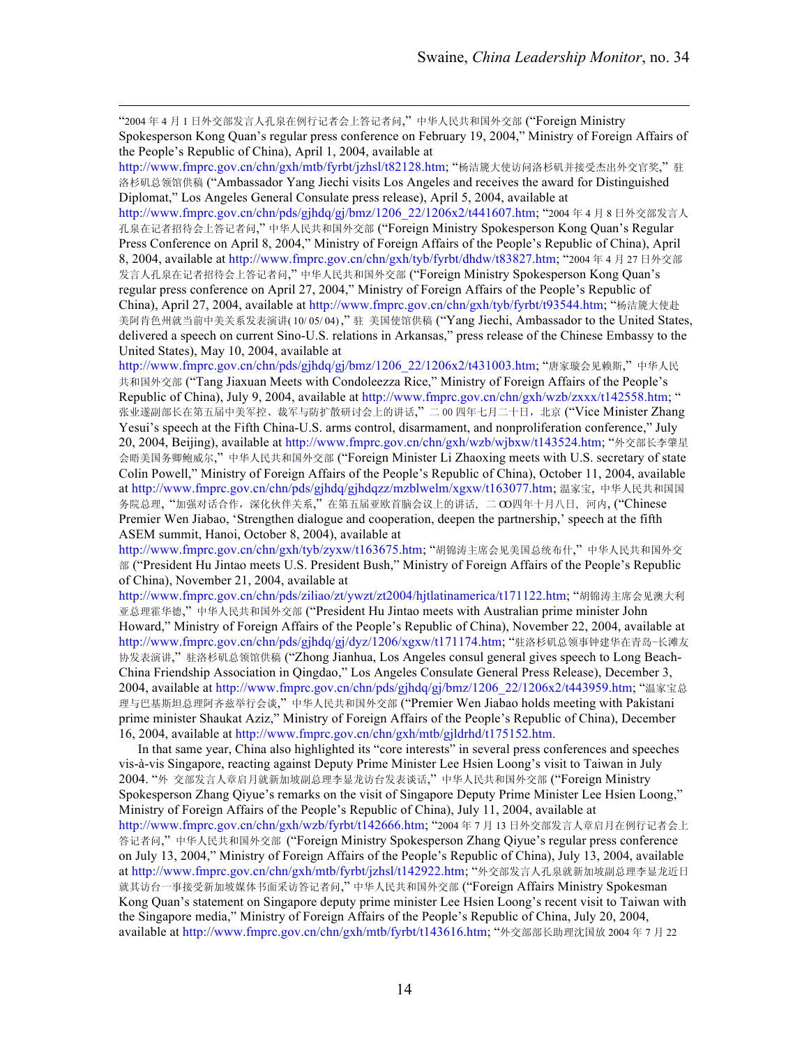"2004 年 4 月 1 日外交部发言人孔泉在例行记者会上答记者问," 中华人民共和国外交部 ("Foreign Ministry Spokesperson Kong Quan's regular press conference on February 19, 2004," Ministry of Foreign Affairs of the People's Republic of China), April 1, 2004, available at http://www.fmprc.gov.cn/chn/gxh/mtb/fyrbt/jzhsl/t82128.htm; "杨洁篪大使访问洛杉矶并接受杰出外交官奖," 驻洛杉矶总领馆供稿 ("Ambassador Yang Jiechi visits Los Angeles and receives the award for Distinguished Diplomat," Los Angeles General Consulate press release), April 5, 2004, available at http://www.fmprc.gov.cn/chn/pds/gjhdq/gj/bmz/1206_22/1206x2/t441607.htm; "2004 年 4 月 8 日外交部发言人孔泉在记者招待会上答记者问," 中华人民共和国外交部 ("Foreign Ministry Spokesperson Kong Quan's Regular Press Conference on April 8, 2004," Ministry of Foreign Affairs of the People's Republic of China), April 8, 2004, available at http://www.fmprc.gov.cn/chn/gxh/tyb/fyrbt/dhdw/t83827.htm; "2004 年 4 月 27 日外交部发言人孔泉在记者招待会上答记者问," 中华人民共和国外交部 ("Foreign Ministry Spokesperson Kong Quan's regular press conference on April 27, 2004," Ministry of Foreign Affairs of the People's Republic of China), April 27, 2004, available at http://www.fmprc.gov.cn/chn/gxh/tyb/fyrbt/t93544.htm; "杨洁篪大使赴美阿肯色州就当前中美关系发表演讲( 10/ 05/ 04)," 驻 美国使馆供稿 ("Yang Jiechi, Ambassador to the United States, delivered a speech on current Sino-U.S. relations in Arkansas," press release of the Chinese Embassy to the United States), May 10, 2004, available at http://www.fmprc.gov.cn/chn/pds/gjhdq/gj/bmz/1206_22/1206x2/t431003.htm; "唐家璇会见赖斯," 中华人民共和国外交部 ("Tang Jiaxuan Meets with Condoleezza Rice," Ministry of Foreign Affairs of the People's Republic of China), July 9, 2004, available at http://www.fmprc.gov.cn/chn/gxh/wzb/zxxx/t142558.htm; "张业遂副部长在第五届中美军控、裁军与防扩散研讨会上的讲话," 二 00 四年七月二十日, 北京 ("Vice Minister Zhang Yesui's speech at the Fifth China-U.S. arms control, disarmament, and nonproliferation conference," July 20, 2004, Beijing), available at http://www.fmprc.gov.cn/chn/gxh/wzb/wjbxw/t143524.htm; "外交部长李肇星会晤美国务卿鲍威尔," 中华人民共和国外交部 ("Foreign Minister Li Zhaoxing meets with U.S. secretary of state Colin Powell," Ministry of Foreign Affairs of the People's Republic of China), October 11, 2004, available at http://www.fmprc.gov.cn/chn/pds/gjhdq/gjhdqzz/mzblwelm/xgxw/t163077.htm; 温家宝, 中华人民共和国国务院总理, "加强对话合作, 深化伙伴关系," 在第五届亚欧首脑会议上的讲话, 二 OO四年十月八日, 河内, ("Chinese Premier Wen Jiabao, 'Strengthen dialogue and cooperation, deepen the partnership,' speech at the fifth ASEM summit, Hanoi, October 8, 2004), available at http://www.fmprc.gov.cn/chn/gxh/tyb/zyxw/t163675.htm; "胡锦涛主席会见美国总统布什," 中华人民共和国外交部 ("President Hu Jintao meets U.S. President Bush," Ministry of Foreign Affairs of the People's Republic of China), November 21, 2004, available at http://www.fmprc.gov.cn/chn/pds/ziliao/zt/ywzt/zt2004/hjtlatinamerica/t171122.htm; "胡锦涛主席会见澳大利亚总理霍华德," 中华人民共和国外交部 ("President Hu Jintao meets with Australian prime minister John Howard," Ministry of Foreign Affairs of the People's Republic of China), November 22, 2004, available at http://www.fmprc.gov.cn/chn/pds/gjhdq/gj/dyz/1206/xgxw/t171174.htm; "驻洛杉矶总领事钟建华在青岛一长滩友协发表演讲," 驻洛杉矶总领馆供稿 ("Zhong Jianhua, Los Angeles consul general gives speech to Long Beach-China Friendship Association in Qingdao," Los Angeles Consulate General Press Release), December 3, 2004, available at http://www.fmprc.gov.cn/chn/pds/gjhdq/gj/bmz/1206_22/1206x2/t443959.htm; "温家宝总理与巴基斯坦总理阿齐兹举行会谈," 中华人民共和国外交部 ("Premier Wen Jiabao holds meeting with Pakistani prime minister Shaukat Aziz," Ministry of Foreign Affairs of the People's Republic of China), December 16, 2004, available at http://www.fmprc.gov.cn/chn/gxh/mtb/gjldrhd/t175152.htm.

In that same year, China also highlighted its "core interests" in several press conferences and speeches vis-à-vis Singapore, reacting against Deputy Prime Minister Lee Hsien Loong's visit to Taiwan in July 2004. "外 交部发言人章启月就新加坡副总理李显龙访台发表谈话," 中华人民共和国外交部 ("Foreign Ministry Spokesperson Zhang Qiyue's remarks on the visit of Singapore Deputy Prime Minister Lee Hsien Loong," Ministry of Foreign Affairs of the People's Republic of China), July 11, 2004, available at http://www.fmprc.gov.cn/chn/gxh/wzb/fyrbt/t142666.htm; "2004 年 7 月 13 日外交部发言人章启月在例行记者会上答记者问," 中华人民共和国外交部 ("Foreign Ministry Spokesperson Zhang Qiyue's regular press conference on July 13, 2004," Ministry of Foreign Affairs of the People's Republic of China), July 13, 2004, available at http://www.fmprc.gov.cn/chn/gxh/mtb/fyrbt/jzhsl/t142922.htm; "外交部发言人孔泉就新加坡副总理李显龙近日就其访台一事接受新加坡媒体书面采访答记者问," 中华人民共和国外交部 ("Foreign Affairs Ministry Spokesman Kong Quan's statement on Singapore deputy prime minister Lee Hsien Loong's recent visit to Taiwan with the Singapore media," Ministry of Foreign Affairs of the People's Republic of China, July 20, 2004, available at http://www.fmprc.gov.cn/chn/gxh/mtb/fyrbt/t143616.htm; "外交部部长助理沈国放 2004 年 7 月 22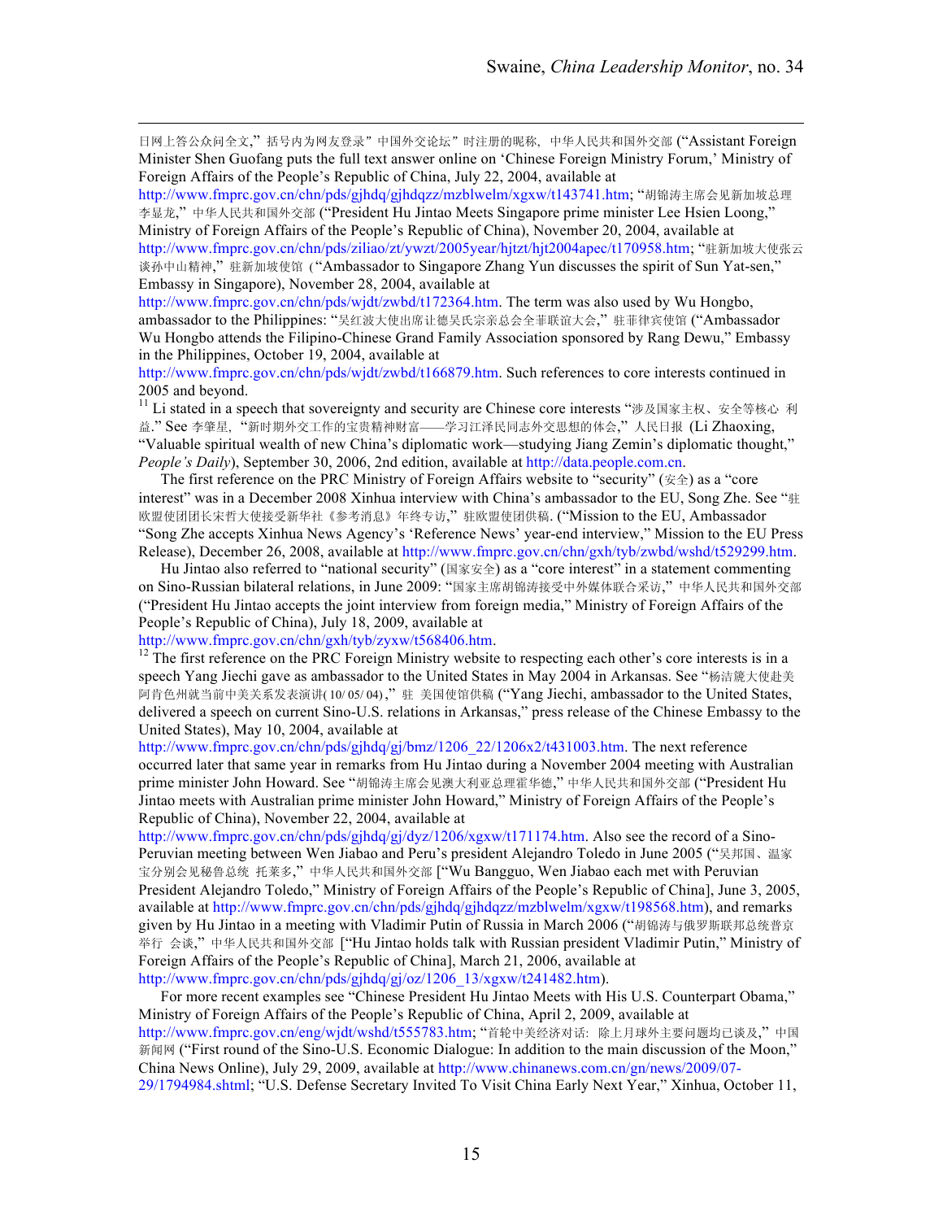日网上答公众问全文,"括号内为网友登录"中国外交论坛"时注册的昵称, 中华人民共和国外交部 ("Assistant Foreign Minister Shen Guofang puts the full text answer online on 'Chinese Foreign Ministry Forum,' Ministry of Foreign Affairs of the People's Republic of China, July 22, 2004, available at http://www.fmprc.gov.cn/chn/pds/gjhdq/gjhdqzz/mzblwelm/xgxw/t143741.htm; "胡锦涛主席会见新加坡总理李显龙," 中华人民共和国外交部 ("President Hu Jintao Meets Singapore prime minister Lee Hsien Loong," Ministry of Foreign Affairs of the People's Republic of China), November 20, 2004, available at http://www.fmprc.gov.cn/chn/pds/ziliao/zt/ywzt/2005year/hjtzt/hjt2004apec/t170958.htm; "驻新加坡大使张云谈孙中山精神," 驻新加坡使馆 ("Ambassador to Singapore Zhang Yun discusses the spirit of Sun Yat-sen," Embassy in Singapore), November 28, 2004, available at http://www.fmprc.gov.cn/chn/pds/wjdt/zwbd/t172364.htm. The term was also used by Wu Hongbo, ambassador to the Philippines: "吴红波大使出席让德吴氏宗亲总会全菲联谊大会," 驻菲律宾使馆 ("Ambassador Wu Hongbo attends the Filipino-Chinese Grand Family Association sponsored by Rang Dewu," Embassy in the Philippines, October 19, 2004, available at http://www.fmprc.gov.cn/chn/pds/wjdt/zwbd/t166879.htm. Such references to core interests continued in 2005 and beyond.

[11] Li stated in a speech that sovereignty and security are Chinese core interests "涉及国家主权、安全等核心 利益." See 李肇星, "新时期外交工作的宝贵精神财富——学习江泽民同志外交思想的体会," 人民日报 (Li Zhaoxing, "Valuable spiritual wealth of new China's diplomatic work—studying Jiang Zemin's diplomatic thought," *People's Daily*), September 30, 2006, 2nd edition, available at http://data.people.com.cn.

The first reference on the PRC Ministry of Foreign Affairs website to "security" (安全) as a "core interest" was in a December 2008 Xinhua interview with China's ambassador to the EU, Song Zhe. See "驻欧盟使团团长宋哲大使接受新华社《参考消息》年终专访," 驻欧盟使团供稿. ("Mission to the EU, Ambassador "Song Zhe accepts Xinhua News Agency's 'Reference News' year-end interview," Mission to the EU Press Release), December 26, 2008, available at http://www.fmprc.gov.cn/chn/gxh/tyb/zwbd/wshd/t529299.htm.

Hu Jintao also referred to "national security" (国家安全) as a "core interest" in a statement commenting on Sino-Russian bilateral relations, in June 2009: "国家主席胡锦涛接受中外媒体联合采访," 中华人民共和国外交部 ("President Hu Jintao accepts the joint interview from foreign media," Ministry of Foreign Affairs of the People's Republic of China), July 18, 2009, available at http://www.fmprc.gov.cn/chn/gxh/tyb/zyxw/t568406.htm.

[12] The first reference on the PRC Foreign Ministry website to respecting each other's core interests is in a speech Yang Jiechi gave as ambassador to the United States in May 2004 in Arkansas. See "杨洁篪大使赴美阿肯色州就当前中美关系发表演讲(10/05/04)," 驻 美国使馆供稿 ("Yang Jiechi, ambassador to the United States, delivered a speech on current Sino-U.S. relations in Arkansas," press release of the Chinese Embassy to the United States), May 10, 2004, available at http://www.fmprc.gov.cn/chn/pds/gjhdq/gj/bmz/1206_22/1206x2/t431003.htm. The next reference occurred later that same year in remarks from Hu Jintao during a November 2004 meeting with Australian prime minister John Howard. See "胡锦涛主席会见澳大利亚总理霍华德," 中华人民共和国外交部 ("President Hu Jintao meets with Australian prime minister John Howard," Ministry of Foreign Affairs of the People's Republic of China), November 22, 2004, available at http://www.fmprc.gov.cn/chn/pds/gjhdq/gj/dyz/1206/xgxw/t171174.htm. Also see the record of a Sino-Peruvian meeting between Wen Jiabao and Peru's president Alejandro Toledo in June 2005 ("吴邦国、温家宝分别会见秘鲁总统 托莱多," 中华人民共和国外交部 ["Wu Bangguo, Wen Jiabao each met with Peruvian President Alejandro Toledo," Ministry of Foreign Affairs of the People's Republic of China], June 3, 2005, available at http://www.fmprc.gov.cn/chn/pds/gjhdq/gjhdqzz/mzblwelm/xgxw/t198568.htm), and remarks given by Hu Jintao in a meeting with Vladimir Putin of Russia in March 2006 ("胡锦涛与俄罗斯联邦总统普京举行 会谈," 中华人民共和国外交部 ["Hu Jintao holds talk with Russian president Vladimir Putin," Ministry of Foreign Affairs of the People's Republic of China], March 21, 2006, available at http://www.fmprc.gov.cn/chn/pds/gjhdq/gj/oz/1206_13/xgxw/t241482.htm).

For more recent examples see "Chinese President Hu Jintao Meets with His U.S. Counterpart Obama," Ministry of Foreign Affairs of the People's Republic of China, April 2, 2009, available at http://www.fmprc.gov.cn/eng/wjdt/wshd/t555783.htm; "首轮中美经济对话: 除上月球外主要问题均已谈及," 中国新闻网 ("First round of the Sino-U.S. Economic Dialogue: In addition to the main discussion of the Moon," China News Online), July 29, 2009, available at http://www.chinanews.com.cn/gn/news/2009/07-29/1794984.shtml; "U.S. Defense Secretary Invited To Visit China Early Next Year," Xinhua, October 11,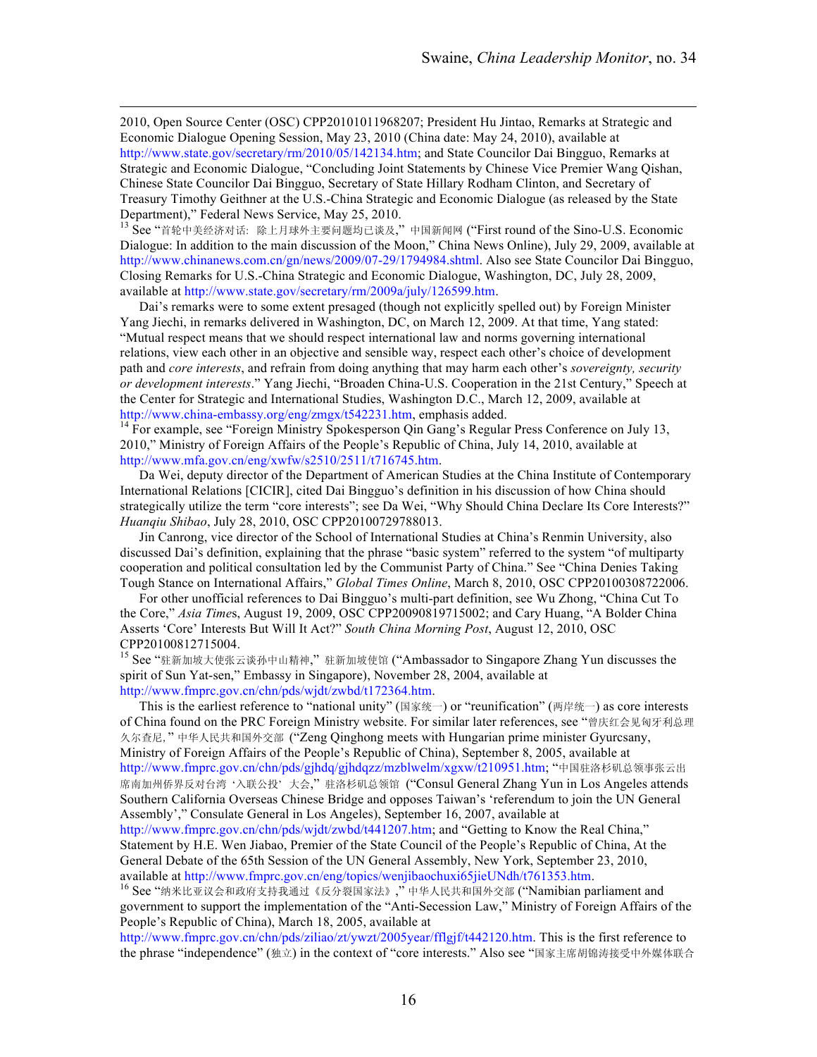2010, Open Source Center (OSC) CPP20101011968207; President Hu Jintao, Remarks at Strategic and Economic Dialogue Opening Session, May 23, 2010 (China date: May 24, 2010), available at http://www.state.gov/secretary/rm/2010/05/142134.htm; and State Councilor Dai Bingguo, Remarks at Strategic and Economic Dialogue, "Concluding Joint Statements by Chinese Vice Premier Wang Qishan, Chinese State Councilor Dai Bingguo, Secretary of State Hillary Rodham Clinton, and Secretary of Treasury Timothy Geithner at the U.S.-China Strategic and Economic Dialogue (as released by the State Department)," Federal News Service, May 25, 2010.

[13] See "首轮中美经济对话：除上月球外主要问题均已谈及," 中国新闻网 ("First round of the Sino-U.S. Economic Dialogue: In addition to the main discussion of the Moon," China News Online), July 29, 2009, available at http://www.chinanews.com.cn/gn/news/2009/07-29/1794984.shtml. Also see State Councilor Dai Bingguo, Closing Remarks for U.S.-China Strategic and Economic Dialogue, Washington, DC, July 28, 2009, available at http://www.state.gov/secretary/rm/2009a/july/126599.htm.

Dai's remarks were to some extent presaged (though not explicitly spelled out) by Foreign Minister Yang Jiechi, in remarks delivered in Washington, DC, on March 12, 2009. At that time, Yang stated: "Mutual respect means that we should respect international law and norms governing international relations, view each other in an objective and sensible way, respect each other's choice of development path and *core interests*, and refrain from doing anything that may harm each other's *sovereignty, security or development interests*." Yang Jiechi, "Broaden China-U.S. Cooperation in the 21st Century," Speech at the Center for Strategic and International Studies, Washington D.C., March 12, 2009, available at http://www.china-embassy.org/eng/zmgx/t542231.htm, emphasis added.

[14] For example, see "Foreign Ministry Spokesperson Qin Gang's Regular Press Conference on July 13, 2010," Ministry of Foreign Affairs of the People's Republic of China, July 14, 2010, available at http://www.mfa.gov.cn/eng/xwfw/s2510/2511/t716745.htm.

Da Wei, deputy director of the Department of American Studies at the China Institute of Contemporary International Relations [CICIR], cited Dai Bingguo's definition in his discussion of how China should strategically utilize the term "core interests"; see Da Wei, "Why Should China Declare Its Core Interests?" *Huanqiu Shibao*, July 28, 2010, OSC CPP20100729788013.

Jin Canrong, vice director of the School of International Studies at China's Renmin University, also discussed Dai's definition, explaining that the phrase "basic system" referred to the system "of multiparty cooperation and political consultation led by the Communist Party of China." See "China Denies Taking Tough Stance on International Affairs," *Global Times Online*, March 8, 2010, OSC CPP20100308722006.

For other unofficial references to Dai Bingguo's multi-part definition, see Wu Zhong, "China Cut To the Core," *Asia Times*, August 19, 2009, OSC CPP20090819715002; and Cary Huang, "A Bolder China Asserts 'Core' Interests But Will It Act?" *South China Morning Post*, August 12, 2010, OSC CPP20100812715004.

[15] See "驻新加坡大使张云谈孙中山精神," 驻新加坡使馆 ("Ambassador to Singapore Zhang Yun discusses the spirit of Sun Yat-sen," Embassy in Singapore), November 28, 2004, available at http://www.fmprc.gov.cn/chn/pds/wjdt/zwbd/t172364.htm.

This is the earliest reference to "national unity" (国家统一) or "reunification" (两岸统一) as core interests of China found on the PRC Foreign Ministry website. For similar later references, see "曾庆红会见匈牙利总理久尔查尼," 中华人民共和国外交部 ("Zeng Qinghong meets with Hungarian prime minister Gyurcsany, Ministry of Foreign Affairs of the People's Republic of China), September 8, 2005, available at http://www.fmprc.gov.cn/chn/pds/gjhdq/gjhdqzz/mzblwelm/xgxw/t210951.htm; "中国驻洛杉矶总领事张云出席南加州侨界反对台湾'入联公投'大会," 驻洛杉矶总领馆 ("Consul General Zhang Yun in Los Angeles attends Southern California Overseas Chinese Bridge and opposes Taiwan's 'referendum to join the UN General Assembly'," Consulate General in Los Angeles), September 16, 2007, available at http://www.fmprc.gov.cn/chn/pds/wjdt/zwbd/t441207.htm; and "Getting to Know the Real China," Statement by H.E. Wen Jiabao, Premier of the State Council of the People's Republic of China, At the General Debate of the 65th Session of the UN General Assembly, New York, September 23, 2010, available at http://www.fmprc.gov.cn/eng/topics/wenjibaochuxi65jieUNdh/t761353.htm.

[16] See "纳米比亚议会和政府支持我通过《反分裂国家法》," 中华人民共和国外交部 ("Namibian parliament and government to support the implementation of the "Anti-Secession Law," Ministry of Foreign Affairs of the People's Republic of China), March 18, 2005, available at http://www.fmprc.gov.cn/chn/pds/ziliao/zt/ywzt/2005year/fflgjf/t442120.htm. This is the first reference to the phrase "independence" (独立) in the context of "core interests." Also see "国家主席胡锦涛接受中外媒体联合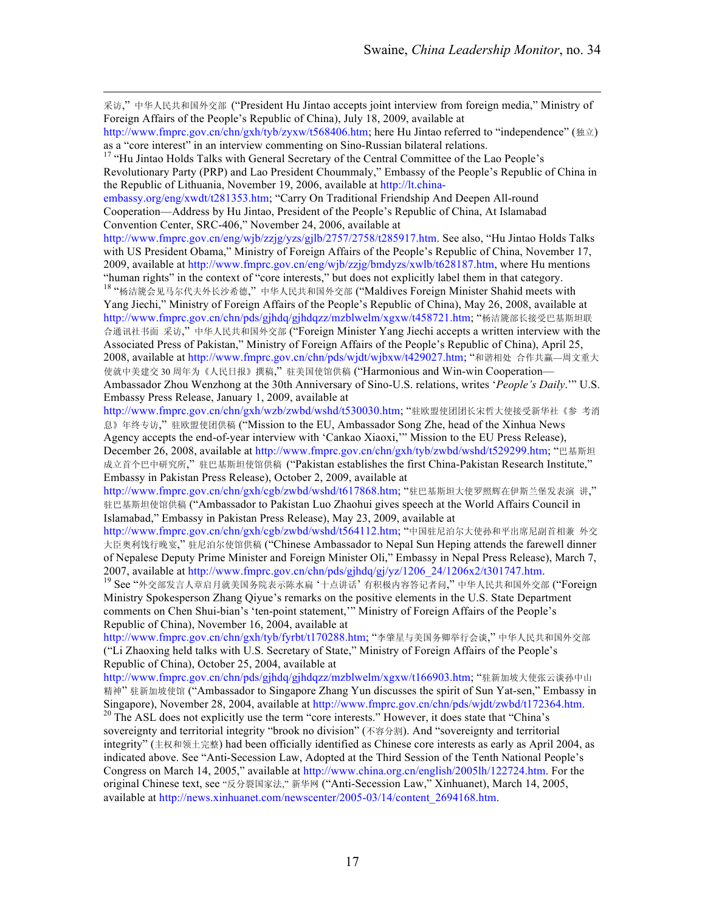采访,” 中华人民共和国外交部 (“President Hu Jintao accepts joint interview from foreign media,” Ministry of Foreign Affairs of the People's Republic of China), July 18, 2009, available at http://www.fmprc.gov.cn/chn/gxh/tyb/zyxw/t568406.htm; here Hu Jintao referred to “independence” (独立) as a “core interest” in an interview commenting on Sino-Russian bilateral relations.

[17] “Hu Jintao Holds Talks with General Secretary of the Central Committee of the Lao People's Revolutionary Party (PRP) and Lao President Choummaly,” Embassy of the People's Republic of China in the Republic of Lithuania, November 19, 2006, available at http://lt.china-embassy.org/eng/xwdt/t281353.htm; “Carry On Traditional Friendship And Deepen All-round Cooperation—Address by Hu Jintao, President of the People's Republic of China, At Islamabad Convention Center, SRC-406,” November 24, 2006, available at http://www.fmprc.gov.cn/eng/wjb/zzjg/yzs/gjlb/2757/2758/t285917.htm. See also, “Hu Jintao Holds Talks with US President Obama,” Ministry of Foreign Affairs of the People's Republic of China, November 17, 2009, available at http://www.fmprc.gov.cn/eng/wjb/zzjg/bmdyzs/xwlb/t628187.htm, where Hu mentions “human rights” in the context of “core interests,” but does not explicitly label them in that category.

[18] “杨洁篪会见马尔代夫外长沙希德,” 中华人民共和国外交部 (“Maldives Foreign Minister Shahid meets with Yang Jiechi,” Ministry of Foreign Affairs of the People's Republic of China), May 26, 2008, available at http://www.fmprc.gov.cn/chn/pds/gjhdq/gjhdqzz/mzblwelm/xgxw/t458721.htm; “杨洁篪部长接受巴基斯坦联合通讯社书面 采访,” 中华人民共和国外交部 (“Foreign Minister Yang Jiechi accepts a written interview with the Associated Press of Pakistan,” Ministry of Foreign Affairs of the People's Republic of China), April 25, 2008, available at http://www.fmprc.gov.cn/chn/pds/wjdt/wjbxw/t429027.htm; “和谐相处 合作共赢—周文重大使就中美建交 30 周年为《人民日报》撰稿,” 驻美国使馆供稿 (“Harmonious and Win-win Cooperation—Ambassador Zhou Wenzhong at the 30th Anniversary of Sino-U.S. relations, writes '*People's Daily*.'” U.S. Embassy Press Release, January 1, 2009, available at http://www.fmprc.gov.cn/chn/gxh/wzb/zwbd/wshd/t530030.htm; “驻欧盟使团团长宋哲大使接受新华社《参 考消息》年终专访,” 驻欧盟使团供稿 (“Mission to the EU, Ambassador Song Zhe, head of the Xinhua News Agency accepts the end-of-year interview with 'Cankao Xiaoxi,'” Mission to the EU Press Release), December 26, 2008, available at http://www.fmprc.gov.cn/chn/gxh/tyb/zwbd/wshd/t529299.htm; “巴基斯坦成立首个巴中研究所,” 驻巴基斯坦使馆供稿 (“Pakistan establishes the first China-Pakistan Research Institute,” Embassy in Pakistan Press Release), October 2, 2009, available at http://www.fmprc.gov.cn/chn/gxh/cgb/zwbd/wshd/t617868.htm; “驻巴基斯坦大使罗照辉在伊斯兰堡发表演 讲,” 驻巴基斯坦使馆供稿 (“Ambassador to Pakistan Luo Zhaohui gives speech at the World Affairs Council in Islamabad,” Embassy in Pakistan Press Release), May 23, 2009, available at http://www.fmprc.gov.cn/chn/gxh/cgb/zwbd/wshd/t564112.htm; “中国驻尼泊尔大使孙和平出席尼副首相兼 外交大臣奥利饯行晚宴,” 驻尼泊尔使馆供稿 (“Chinese Ambassador to Nepal Sun Heping attends the farewell dinner of Nepalese Deputy Prime Minister and Foreign Minister Oli,” Embassy in Nepal Press Release), March 7, 2007, available at http://www.fmprc.gov.cn/chn/pds/gjhdq/gj/yz/1206_24/1206x2/t301747.htm.

[19] See “外交部发言人章启月就美国务院表示陈水扁 '十点讲话' 有积极内容答记者问,” 中华人民共和国外交部 (“Foreign Ministry Spokesperson Zhang Qiyue's remarks on the positive elements in the U.S. State Department comments on Chen Shui-bian's 'ten-point statement,'” Ministry of Foreign Affairs of the People's Republic of China), November 16, 2004, available at http://www.fmprc.gov.cn/chn/gxh/tyb/fyrbt/t170288.htm; “李肇星与美国务卿举行会谈,” 中华人民共和国外交部 (“Li Zhaoxing held talks with U.S. Secretary of State,” Ministry of Foreign Affairs of the People's Republic of China), October 25, 2004, available at http://www.fmprc.gov.cn/chn/pds/gjhdq/gjhdqzz/mzblwelm/xgxw/t166903.htm; “驻新加坡大使张云谈孙中山精神” 驻新加坡使馆 (“Ambassador to Singapore Zhang Yun discusses the spirit of Sun Yat-sen,” Embassy in Singapore), November 28, 2004, available at http://www.fmprc.gov.cn/chn/pds/wjdt/zwbd/t172364.htm.

[20] The ASL does not explicitly use the term “core interests.” However, it does state that “China's sovereignty and territorial integrity “brook no division” (不容分割). And “sovereignty and territorial integrity” (主权和领土完整) had been officially identified as Chinese core interests as early as April 2004, as indicated above. See “Anti-Secession Law, Adopted at the Third Session of the Tenth National People's Congress on March 14, 2005,” available at http://www.china.org.cn/english/2005lh/122724.htm. For the original Chinese text, see “反分裂国家法,” 新华网 (“Anti-Secession Law,” Xinhuanet), March 14, 2005, available at http://news.xinhuanet.com/newscenter/2005-03/14/content_2694168.htm.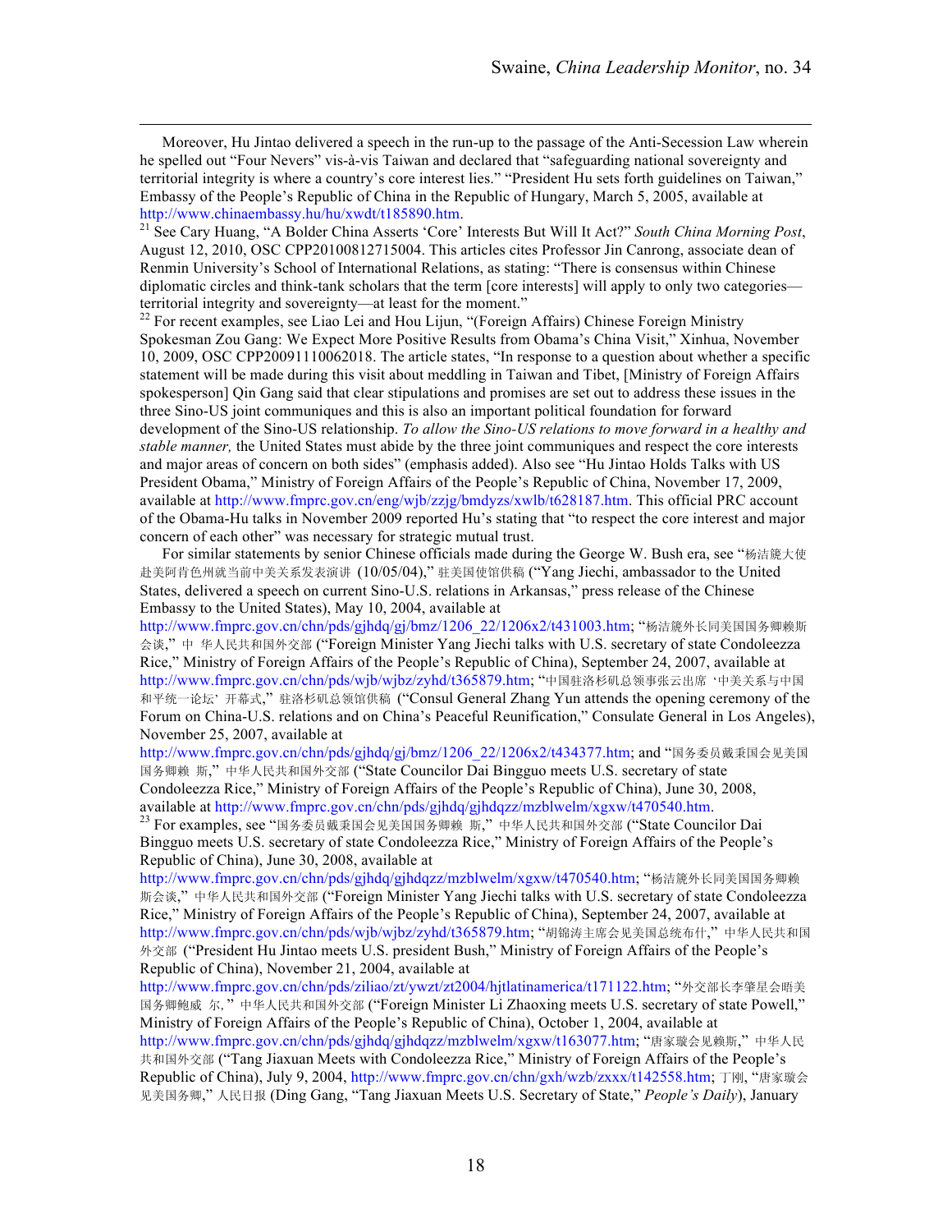Moreover, Hu Jintao delivered a speech in the run-up to the passage of the Anti-Secession Law wherein he spelled out "Four Nevers" vis-à-vis Taiwan and declared that "safeguarding national sovereignty and territorial integrity is where a country's core interest lies." "President Hu sets forth guidelines on Taiwan," Embassy of the People's Republic of China in the Republic of Hungary, March 5, 2005, available at http://www.chinaembassy.hu/hu/xwdt/t185890.htm.

[21] See Cary Huang, "A Bolder China Asserts 'Core' Interests But Will It Act?" *South China Morning Post*, August 12, 2010, OSC CPP20100812715004. This articles cites Professor Jin Canrong, associate dean of Renmin University's School of International Relations, as stating: "There is consensus within Chinese diplomatic circles and think-tank scholars that the term [core interests] will apply to only two categories—territorial integrity and sovereignty—at least for the moment."

[22] For recent examples, see Liao Lei and Hou Lijun, "(Foreign Affairs) Chinese Foreign Ministry Spokesman Zou Gang: We Expect More Positive Results from Obama's China Visit," Xinhua, November 10, 2009, OSC CPP20091110062018. The article states, "In response to a question about whether a specific statement will be made during this visit about meddling in Taiwan and Tibet, [Ministry of Foreign Affairs spokesperson] Qin Gang said that clear stipulations and promises are set out to address these issues in the three Sino-US joint communiques and this is also an important political foundation for forward development of the Sino-US relationship. *To allow the Sino-US relations to move forward in a healthy and stable manner,* the United States must abide by the three joint communiques and respect the core interests and major areas of concern on both sides" (emphasis added). Also see "Hu Jintao Holds Talks with US President Obama," Ministry of Foreign Affairs of the People's Republic of China, November 17, 2009, available at http://www.fmprc.gov.cn/eng/wjb/zzjg/bmdyzs/xwlb/t628187.htm. This official PRC account of the Obama-Hu talks in November 2009 reported Hu's stating that "to respect the core interest and major concern of each other" was necessary for strategic mutual trust.

For similar statements by senior Chinese officials made during the George W. Bush era, see "杨洁篪大使赴美阿肯色州就当前中美关系发表演讲 (10/05/04)," 驻美国使馆供稿 ("Yang Jiechi, ambassador to the United States, delivered a speech on current Sino-U.S. relations in Arkansas," press release of the Chinese Embassy to the United States), May 10, 2004, available at http://www.fmprc.gov.cn/chn/pds/gjhdq/gj/bmz/1206_22/1206x2/t431003.htm; "杨洁篪外长同美国国务卿赖斯会谈," 中 华人民共和国外交部 ("Foreign Minister Yang Jiechi talks with U.S. secretary of state Condoleezza Rice," Ministry of Foreign Affairs of the People's Republic of China), September 24, 2007, available at http://www.fmprc.gov.cn/chn/pds/wjb/wjbz/zyhd/t365879.htm; "中国驻洛杉矶总领事张云出席'中美关系与中国和平统一论坛'开幕式," 驻洛杉矶总领馆供稿 ("Consul General Zhang Yun attends the opening ceremony of the Forum on China-U.S. relations and on China's Peaceful Reunification," Consulate General in Los Angeles), November 25, 2007, available at http://www.fmprc.gov.cn/chn/pds/gjhdq/gj/bmz/1206_22/1206x2/t434377.htm; and "国务委员戴秉国会见美国国务卿赖 斯," 中华人民共和国外交部 ("State Councilor Dai Bingguo meets U.S. secretary of state Condoleezza Rice," Ministry of Foreign Affairs of the People's Republic of China), June 30, 2008, available at http://www.fmprc.gov.cn/chn/pds/gjhdq/gjhdqzz/mzblwelm/xgxw/t470540.htm.

[23] For examples, see "国务委员戴秉国会见美国国务卿赖 斯," 中华人民共和国外交部 ("State Councilor Dai Bingguo meets U.S. secretary of state Condoleezza Rice," Ministry of Foreign Affairs of the People's Republic of China), June 30, 2008, available at http://www.fmprc.gov.cn/chn/pds/gjhdq/gjhdqzz/mzblwelm/xgxw/t470540.htm; "杨洁篪外长同美国国务卿赖斯会谈," 中华人民共和国外交部 ("Foreign Minister Yang Jiechi talks with U.S. secretary of state Condoleezza Rice," Ministry of Foreign Affairs of the People's Republic of China), September 24, 2007, available at http://www.fmprc.gov.cn/chn/pds/wjb/wjbz/zyhd/t365879.htm; "胡锦涛主席会见美国总统布什," 中华人民共和国外交部 ("President Hu Jintao meets U.S. president Bush," Ministry of Foreign Affairs of the People's Republic of China), November 21, 2004, available at http://www.fmprc.gov.cn/chn/pds/ziliao/zt/ywzt/zt2004/hjtlatinamerica/t171122.htm; "外交部长李肇星会晤美国国务卿鲍威 尔," 中华人民共和国外交部 ("Foreign Minister Li Zhaoxing meets U.S. secretary of state Powell," Ministry of Foreign Affairs of the People's Republic of China), October 1, 2004, available at http://www.fmprc.gov.cn/chn/pds/gjhdq/gjhdqzz/mzblwelm/xgxw/t163077.htm; "唐家璇会见赖斯," 中华人民共和国外交部 ("Tang Jiaxuan Meets with Condoleezza Rice," Ministry of Foreign Affairs of the People's Republic of China), July 9, 2004, http://www.fmprc.gov.cn/chn/gxh/wzb/zxxx/t142558.htm; 丁刚, "唐家璇会见美国务卿," 人民日报 (Ding Gang, "Tang Jiaxuan Meets U.S. Secretary of State," *People's Daily*), January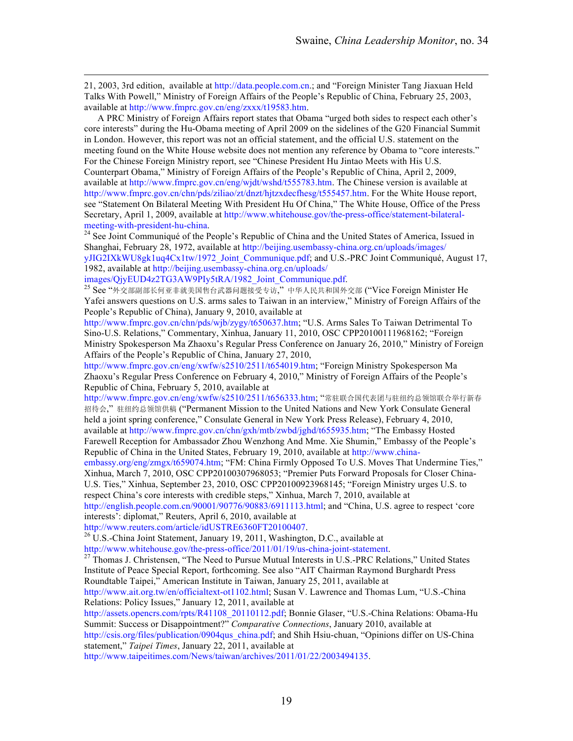21, 2003, 3rd edition, available at http://data.people.com.cn.; and "Foreign Minister Tang Jiaxuan Held Talks With Powell," Ministry of Foreign Affairs of the People's Republic of China, February 25, 2003, available at http://www.fmprc.gov.cn/eng/zxxx/t19583.htm.

A PRC Ministry of Foreign Affairs report states that Obama "urged both sides to respect each other's core interests" during the Hu-Obama meeting of April 2009 on the sidelines of the G20 Financial Summit in London. However, this report was not an official statement, and the official U.S. statement on the meeting found on the White House website does not mention any reference by Obama to "core interests." For the Chinese Foreign Ministry report, see "Chinese President Hu Jintao Meets with His U.S. Counterpart Obama," Ministry of Foreign Affairs of the People's Republic of China, April 2, 2009, available at http://www.fmprc.gov.cn/eng/wjdt/wshd/t555783.htm. The Chinese version is available at http://www.fmprc.gov.cn/chn/pds/ziliao/zt/dnzt/hjtzxdecfhesg/t555457.htm. For the White House report, see "Statement On Bilateral Meeting With President Hu Of China," The White House, Office of the Press Secretary, April 1, 2009, available at http://www.whitehouse.gov/the-press-office/statement-bilateral-meeting-with-president-hu-china.

[24] See Joint Communiqué of the People's Republic of China and the United States of America, Issued in Shanghai, February 28, 1972, available at http://beijing.usembassy-china.org.cn/uploads/images/yJIG2IXkWU8gk1uq4Cx1tw/1972_Joint_Communique.pdf; and U.S.-PRC Joint Communiqué, August 17, 1982, available at http://beijing.usembassy-china.org.cn/uploads/images/QjyEUD4z2TG3AW9PIy5tRA/1982_Joint_Communique.pdf.

[25] See "外交部副部长何亚非就美国售台武器问题接受专访," 中华人民共和国外交部 ("Vice Foreign Minister He Yafei answers questions on U.S. arms sales to Taiwan in an interview," Ministry of Foreign Affairs of the People's Republic of China), January 9, 2010, available at http://www.fmprc.gov.cn/chn/pds/wjb/zygy/t650637.htm; "U.S. Arms Sales To Taiwan Detrimental To Sino-U.S. Relations," Commentary, Xinhua, January 11, 2010, OSC CPP20100111968162; "Foreign Ministry Spokesperson Ma Zhaoxu's Regular Press Conference on January 26, 2010," Ministry of Foreign Affairs of the People's Republic of China, January 27, 2010, http://www.fmprc.gov.cn/eng/xwfw/s2510/2511/t654019.htm; "Foreign Ministry Spokesperson Ma Zhaoxu's Regular Press Conference on February 4, 2010," Ministry of Foreign Affairs of the People's Republic of China, February 5, 2010, available at http://www.fmprc.gov.cn/eng/xwfw/s2510/2511/t656333.htm; "常驻联合国代表团与驻纽约总领馆联合举行新春招待会," 驻纽约总领馆供稿 ("Permanent Mission to the United Nations and New York Consulate General held a joint spring conference," Consulate General in New York Press Release), February 4, 2010, available at http://www.fmprc.gov.cn/chn/gxh/mtb/zwbd/jghd/t655935.htm; "The Embassy Hosted Farewell Reception for Ambassador Zhou Wenzhong And Mme. Xie Shumin," Embassy of the People's Republic of China in the United States, February 19, 2010, available at http://www.china-embassy.org/eng/zmgx/t659074.htm; "FM: China Firmly Opposed To U.S. Moves That Undermine Ties," Xinhua, March 7, 2010, OSC CPP20100307968053; "Premier Puts Forward Proposals for Closer China-U.S. Ties," Xinhua, September 23, 2010, OSC CPP20100923968145; "Foreign Ministry urges U.S. to respect China's core interests with credible steps," Xinhua, March 7, 2010, available at http://english.people.com.cn/90001/90776/90883/6911113.html; and "China, U.S. agree to respect 'core interests': diplomat," Reuters, April 6, 2010, available at http://www.reuters.com/article/idUSTRE6360FT20100407.

[26] U.S.-China Joint Statement, January 19, 2011, Washington, D.C., available at http://www.whitehouse.gov/the-press-office/2011/01/19/us-china-joint-statement.

[27] Thomas J. Christensen, "The Need to Pursue Mutual Interests in U.S.-PRC Relations," United States Institute of Peace Special Report, forthcoming. See also "AIT Chairman Raymond Burghardt Press Roundtable Taipei," American Institute in Taiwan, January 25, 2011, available at http://www.ait.org.tw/en/officialtext-ot1102.html; Susan V. Lawrence and Thomas Lum, "U.S.-China Relations: Policy Issues," January 12, 2011, available at http://assets.opencrs.com/rpts/R41108_20110112.pdf; Bonnie Glaser, "U.S.-China Relations: Obama-Hu Summit: Success or Disappointment?" *Comparative Connections*, January 2010, available at http://csis.org/files/publication/0904qus_china.pdf; and Shih Hsiu-chuan, "Opinions differ on US-China statement," *Taipei Times*, January 22, 2011, available at http://www.taipeitimes.com/News/taiwan/archives/2011/01/22/2003494135.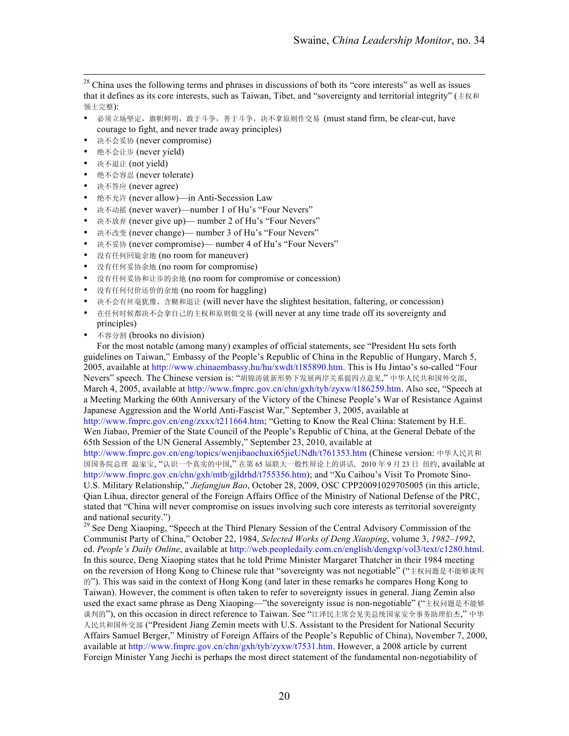[28] China uses the following terms and phrases in discussions of both its "core interests" as well as issues that it defines as its core interests, such as Taiwan, Tibet, and "sovereignty and territorial integrity" (主权和领土完整):

- 必须立场坚定，旗帜鲜明，敢于斗争，善于斗争，决不拿原则作交易 (must stand firm, be clear-cut, have courage to fight, and never trade away principles)
- 决不会妥协 (never compromise)
- 绝不会让步 (never yield)
- 决不退让 (not yield)
- 绝不会容忍 (never tolerate)
- 决不答应 (never agree)
- 绝不允许 (never allow)—in Anti-Secession Law
- 决不动摇 (never waver)—number 1 of Hu's "Four Nevers"
- 决不放弃 (never give up)— number 2 of Hu's "Four Nevers"
- 决不改变 (never change)— number 3 of Hu's "Four Nevers"
- 决不妥协 (never compromise)— number 4 of Hu's "Four Nevers"
- 没有任何回旋余地 (no room for maneuver)
- 没有任何妥协余地 (no room for compromise)
- 没有任何妥协和让步的余地 (no room for compromise or concession)
- 没有任何付价还价的余地 (no room for haggling)
- 决不会有丝毫犹豫、含糊和退让 (will never have the slightest hesitation, faltering, or concession)
- 在任何时候都决不会拿自己的主权和原则做交易 (will never at any time trade off its sovereignty and principles)
- 不容分割 (brooks no division)

For the most notable (among many) examples of official statements, see "President Hu sets forth guidelines on Taiwan," Embassy of the People's Republic of China in the Republic of Hungary, March 5, 2005, available at http://www.chinaembassy.hu/hu/xwdt/t185890.htm. This is Hu Jintao's so-called "Four Nevers" speech. The Chinese version is: "胡锦涛就新形势下发展两岸关系提四点意见," 中华人民共和国外交部, March 4, 2005, available at http://www.fmprc.gov.cn/chn/gxh/tyb/zyxw/t186259.htm. Also see, "Speech at a Meeting Marking the 60th Anniversary of the Victory of the Chinese People's War of Resistance Against Japanese Aggression and the World Anti-Fascist War," September 3, 2005, available at http://www.fmprc.gov.cn/eng/zxxx/t211664.htm; "Getting to Know the Real China: Statement by H.E. Wen Jiabao, Premier of the State Council of the People's Republic of China, at the General Debate of the 65th Session of the UN General Assembly," September 23, 2010, available at http://www.fmprc.gov.cn/eng/topics/wenjibaochuxi65jieUNdh/t761353.htm (Chinese version: 中华人民共和国国务院总理 温家宝, "认识一个真实的中国," 在第 65 届联大一般性辩论上的讲话，2010 年 9 月 23 日 纽约, available at http://www.fmprc.gov.cn/chn/gxh/mtb/gjldrhd/t755356.htm); and "Xu Caihou's Visit To Promote Sino-U.S. Military Relationship," *Jiefangjun Bao*, October 28, 2009, OSC CPP20091029705005 (in this article, Qian Lihua, director general of the Foreign Affairs Office of the Ministry of National Defense of the PRC, stated that "China will never compromise on issues involving such core interests as territorial sovereignty and national security.")

[29] See Deng Xiaoping, "Speech at the Third Plenary Session of the Central Advisory Commission of the Communist Party of China," October 22, 1984, *Selected Works of Deng Xiaoping*, volume 3, *1982–1992*, ed. *People's Daily Online*, available at http://web.peopledaily.com.cn/english/dengxp/vol3/text/c1280.html. In this source, Deng Xiaoping states that he told Prime Minister Margaret Thatcher in their 1984 meeting on the reversion of Hong Kong to Chinese rule that "sovereignty was not negotiable" ("主权问题是不能够谈判的"). This was said in the context of Hong Kong (and later in these remarks he compares Hong Kong to Taiwan). However, the comment is often taken to refer to sovereignty issues in general. Jiang Zemin also used the exact same phrase as Deng Xiaoping—"the sovereignty issue is non-negotiable" ("主权问题是不能够谈判的"), on this occasion in direct reference to Taiwan. See "江泽民主席会见美总统国家安全事务助理伯杰," 中华人民共和国外交部 ("President Jiang Zemin meets with U.S. Assistant to the President for National Security Affairs Samuel Berger," Ministry of Foreign Affairs of the People's Republic of China), November 7, 2000, available at http://www.fmprc.gov.cn/chn/gxh/tyb/zyxw/t7531.htm. However, a 2008 article by current Foreign Minister Yang Jiechi is perhaps the most direct statement of the fundamental non-negotiability of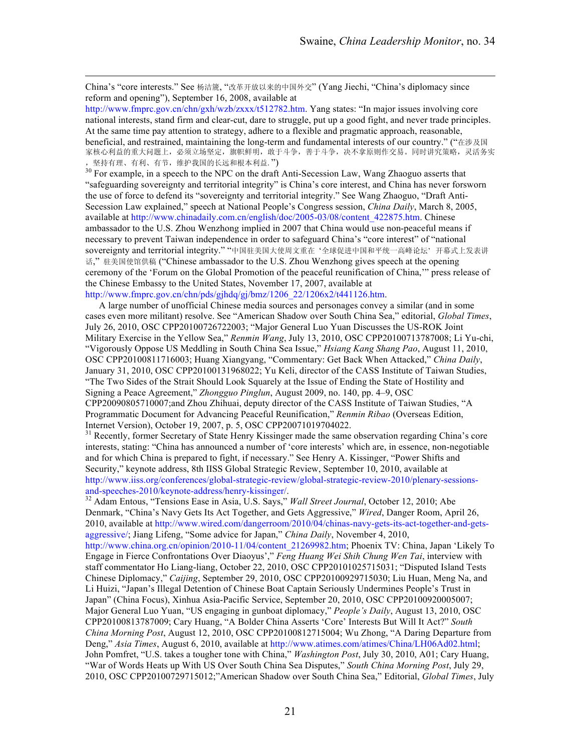China's "core interests." See 杨洁篪, "改革开放以来的中国外交" (Yang Jiechi, "China's diplomacy since reform and opening"), September 16, 2008, available at http://www.fmprc.gov.cn/chn/gxh/wzb/zxxx/t512782.htm. Yang states: "In major issues involving core national interests, stand firm and clear-cut, dare to struggle, put up a good fight, and never trade principles. At the same time pay attention to strategy, adhere to a flexible and pragmatic approach, reasonable, beneficial, and restrained, maintaining the long-term and fundamental interests of our country." ("在涉及国家核心利益的重大问题上，必须立场坚定，旗帜鲜明，敢于斗争，善于斗争，决不拿原则作交易。同时讲究策略，灵活务实，坚持有理、有利、有节，维护我国的长远和根本利益.")

[30] For example, in a speech to the NPC on the draft Anti-Secession Law, Wang Zhaoguo asserts that "safeguarding sovereignty and territorial integrity" is China's core interest, and China has never forsworn the use of force to defend its "sovereignty and territorial integrity." See Wang Zhaoguo, "Draft Anti-Secession Law explained," speech at National People's Congress session, *China Daily*, March 8, 2005, available at http://www.chinadaily.com.cn/english/doc/2005-03/08/content_422875.htm. Chinese ambassador to the U.S. Zhou Wenzhong implied in 2007 that China would use non-peaceful means if necessary to prevent Taiwan independence in order to safeguard China's "core interest" of "national sovereignty and territorial integrity." "中国驻美国大使周文重在'全球促进中国和平统一高峰论坛'开幕式上发表讲话," 驻美国使馆供稿 ("Chinese ambassador to the U.S. Zhou Wenzhong gives speech at the opening ceremony of the 'Forum on the Global Promotion of the peaceful reunification of China,'" press release of the Chinese Embassy to the United States, November 17, 2007, available at http://www.fmprc.gov.cn/chn/pds/gjhdq/gj/bmz/1206_22/1206x2/t441126.htm.

A large number of unofficial Chinese media sources and personages convey a similar (and in some cases even more militant) resolve. See "American Shadow over South China Sea," editorial, *Global Times*, July 26, 2010, OSC CPP20100726722003; "Major General Luo Yuan Discusses the US-ROK Joint Military Exercise in the Yellow Sea," *Renmin Wang*, July 13, 2010, OSC CPP20100713787008; Li Yu-chi, "Vigorously Oppose US Meddling in South China Sea Issue," *Hsiang Kang Shang Pao*, August 11, 2010, OSC CPP20100811716003; Huang Xiangyang, "Commentary: Get Back When Attacked," *China Daily*, January 31, 2010, OSC CPP20100131968022; Yu Keli, director of the CASS Institute of Taiwan Studies, "The Two Sides of the Strait Should Look Squarely at the Issue of Ending the State of Hostility and Signing a Peace Agreement," *Zhongguo Pinglun*, August 2009, no. 140, pp. 4–9, OSC CPP20090805710007;and Zhou Zhihuai, deputy director of the CASS Institute of Taiwan Studies, "A Programmatic Document for Advancing Peaceful Reunification," *Renmin Ribao* (Overseas Edition, Internet Version), October 19, 2007, p. 5, OSC CPP20071019704022.

[31] Recently, former Secretary of State Henry Kissinger made the same observation regarding China's core interests, stating: "China has announced a number of 'core interests' which are, in essence, non-negotiable and for which China is prepared to fight, if necessary." See Henry A. Kissinger, "Power Shifts and Security," keynote address, 8th IISS Global Strategic Review, September 10, 2010, available at http://www.iiss.org/conferences/global-strategic-review/global-strategic-review-2010/plenary-sessions-and-speeches-2010/keynote-address/henry-kissinger/.

[32] Adam Entous, "Tensions Ease in Asia, U.S. Says," *Wall Street Journal*, October 12, 2010; Abe Denmark, "China's Navy Gets Its Act Together, and Gets Aggressive," *Wired*, Danger Room, April 26, 2010, available at http://www.wired.com/dangerroom/2010/04/chinas-navy-gets-its-act-together-and-gets-aggressive/; Jiang Lifeng, "Some advice for Japan," *China Daily*, November 4, 2010, http://www.china.org.cn/opinion/2010-11/04/content_21269982.htm; Phoenix TV: China, Japan 'Likely To Engage in Fierce Confrontations Over Diaoyus'," *Feng Huang Wei Shih Chung Wen Tai*, interview with staff commentator Ho Liang-liang, October 22, 2010, OSC CPP20101025715031; "Disputed Island Tests Chinese Diplomacy," *Caijing*, September 29, 2010, OSC CPP20100929715030; Liu Huan, Meng Na, and Li Huizi, "Japan's Illegal Detention of Chinese Boat Captain Seriously Undermines People's Trust in Japan" (China Focus), Xinhua Asia-Pacific Service, September 20, 2010, OSC CPP20100920005007; Major General Luo Yuan, "US engaging in gunboat diplomacy," *People's Daily*, August 13, 2010, OSC CPP20100813787009; Cary Huang, "A Bolder China Asserts 'Core' Interests But Will It Act?" *South China Morning Post*, August 12, 2010, OSC CPP20100812715004; Wu Zhong, "A Daring Departure from Deng," *Asia Times*, August 6, 2010, available at http://www.atimes.com/atimes/China/LH06Ad02.html; John Pomfret, "U.S. takes a tougher tone with China," *Washington Post*, July 30, 2010, A01; Cary Huang, "War of Words Heats up With US Over South China Sea Disputes," *South China Morning Post*, July 29, 2010, OSC CPP20100729715012;"American Shadow over South China Sea," Editorial, *Global Times*, July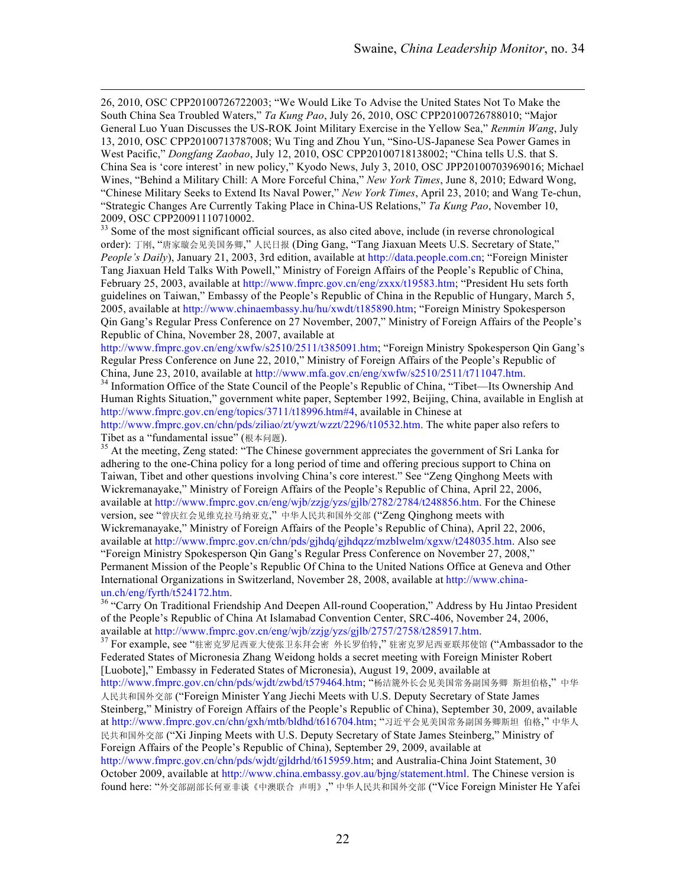26, 2010, OSC CPP20100726722003; "We Would Like To Advise the United States Not To Make the South China Sea Troubled Waters," *Ta Kung Pao*, July 26, 2010, OSC CPP20100726788010; "Major General Luo Yuan Discusses the US-ROK Joint Military Exercise in the Yellow Sea," *Renmin Wang*, July 13, 2010, OSC CPP20100713787008; Wu Ting and Zhou Yun, "Sino-US-Japanese Sea Power Games in West Pacific," *Dongfang Zaobao*, July 12, 2010, OSC CPP20100718138002; "China tells U.S. that S. China Sea is 'core interest' in new policy," Kyodo News, July 3, 2010, OSC JPP20100703969016; Michael Wines, "Behind a Military Chill: A More Forceful China," *New York Times*, June 8, 2010; Edward Wong, "Chinese Military Seeks to Extend Its Naval Power," *New York Times*, April 23, 2010; and Wang Te-chun, "Strategic Changes Are Currently Taking Place in China-US Relations," *Ta Kung Pao*, November 10, 2009, OSC CPP20091110710002.

[33] Some of the most significant official sources, as also cited above, include (in reverse chronological order): 丁刚, "唐家璇会见美国务卿," 人民日报 (Ding Gang, "Tang Jiaxuan Meets U.S. Secretary of State," *People's Daily*), January 21, 2003, 3rd edition, available at http://data.people.com.cn; "Foreign Minister Tang Jiaxuan Held Talks With Powell," Ministry of Foreign Affairs of the People's Republic of China, February 25, 2003, available at http://www.fmprc.gov.cn/eng/zxxx/t19583.htm; "President Hu sets forth guidelines on Taiwan," Embassy of the People's Republic of China in the Republic of Hungary, March 5, 2005, available at http://www.chinaembassy.hu/hu/xwdt/t185890.htm; "Foreign Ministry Spokesperson Qin Gang's Regular Press Conference on 27 November, 2007," Ministry of Foreign Affairs of the People's Republic of China, November 28, 2007, available at http://www.fmprc.gov.cn/eng/xwfw/s2510/2511/t385091.htm; "Foreign Ministry Spokesperson Qin Gang's Regular Press Conference on June 22, 2010," Ministry of Foreign Affairs of the People's Republic of China, June 23, 2010, available at http://www.mfa.gov.cn/eng/xwfw/s2510/2511/t711047.htm.

[34] Information Office of the State Council of the People's Republic of China, "Tibet—Its Ownership And Human Rights Situation," government white paper, September 1992, Beijing, China, available in English at http://www.fmprc.gov.cn/eng/topics/3711/t18996.htm#4, available in Chinese at http://www.fmprc.gov.cn/chn/pds/ziliao/zt/ywzt/wzzt/2296/t10532.htm. The white paper also refers to Tibet as a "fundamental issue" (根本问题).

[35] At the meeting, Zeng stated: "The Chinese government appreciates the government of Sri Lanka for adhering to the one-China policy for a long period of time and offering precious support to China on Taiwan, Tibet and other questions involving China's core interest." See "Zeng Qinghong Meets with Wickremanayake," Ministry of Foreign Affairs of the People's Republic of China, April 22, 2006, available at http://www.fmprc.gov.cn/eng/wjb/zzjg/yzs/gjlb/2782/2784/t248856.htm. For the Chinese version, see "曾庆红会见维克拉马纳亚克," 中华人民共和国外交部 ("Zeng Qinghong meets with Wickremanayake," Ministry of Foreign Affairs of the People's Republic of China), April 22, 2006, available at http://www.fmprc.gov.cn/chn/pds/gjhdq/gjhdqzz/mzblwelm/xgxw/t248035.htm. Also see "Foreign Ministry Spokesperson Qin Gang's Regular Press Conference on November 27, 2008," Permanent Mission of the People's Republic Of China to the United Nations Office at Geneva and Other International Organizations in Switzerland, November 28, 2008, available at http://www.china-un.ch/eng/fyrth/t524172.htm.

[36] "Carry On Traditional Friendship And Deepen All-round Cooperation," Address by Hu Jintao President of the People's Republic of China At Islamabad Convention Center, SRC-406, November 24, 2006, available at http://www.fmprc.gov.cn/eng/wjb/zzjg/yzs/gjlb/2757/2758/t285917.htm.

[37] For example, see "驻密克罗尼西亚大使张卫东拜会密 外长罗伯特," 驻密克罗尼西亚联邦使馆 ("Ambassador to the Federated States of Micronesia Zhang Weidong holds a secret meeting with Foreign Minister Robert [Luobote]," Embassy in Federated States of Micronesia), August 19, 2009, available at http://www.fmprc.gov.cn/chn/pds/wjdt/zwbd/t579464.htm; "杨洁篪外长会见美国常务副国务卿 斯坦伯格," 中华人民共和国外交部 ("Foreign Minister Yang Jiechi Meets with U.S. Deputy Secretary of State James Steinberg," Ministry of Foreign Affairs of the People's Republic of China), September 30, 2009, available at http://www.fmprc.gov.cn/chn/gxh/mtb/bldhd/t616704.htm; "习近平会见美国常务副国务卿斯坦 伯格," 中华人民共和国外交部 ("Xi Jinping Meets with U.S. Deputy Secretary of State James Steinberg," Ministry of Foreign Affairs of the People's Republic of China), September 29, 2009, available at http://www.fmprc.gov.cn/chn/pds/wjdt/gjldrhd/t615959.htm; and Australia-China Joint Statement, 30 October 2009, available at http://www.china.embassy.gov.au/bjng/statement.html. The Chinese version is found here: "外交部副部长何亚非谈《中澳联合 声明》," 中华人民共和国外交部 ("Vice Foreign Minister He Yafei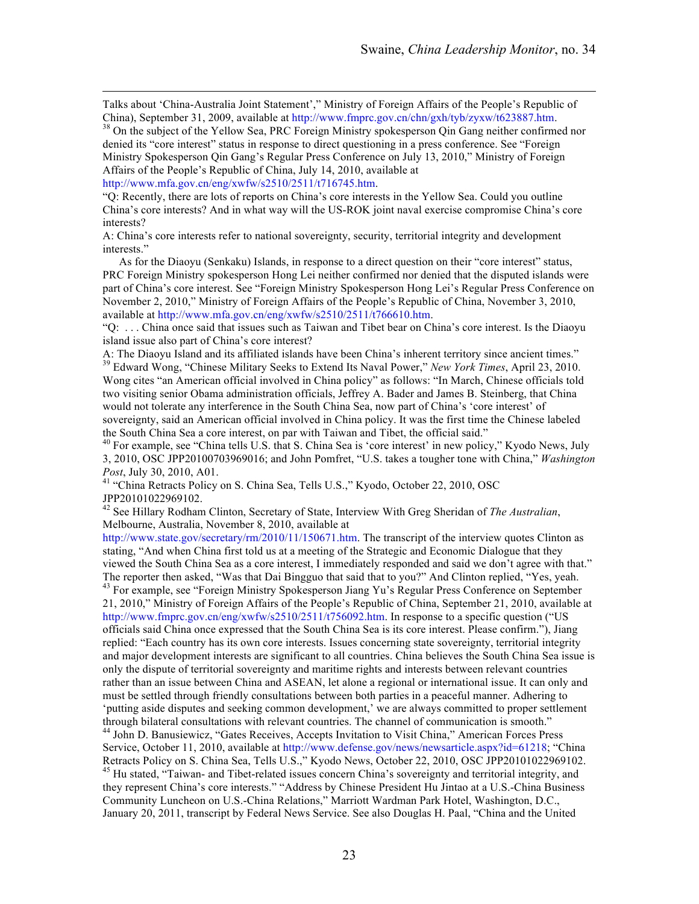Talks about 'China-Australia Joint Statement'," Ministry of Foreign Affairs of the People's Republic of China), September 31, 2009, available at http://www.fmprc.gov.cn/chn/gxh/tyb/zyxw/t623887.htm.

[38] On the subject of the Yellow Sea, PRC Foreign Ministry spokesperson Qin Gang neither confirmed nor denied its "core interest" status in response to direct questioning in a press conference. See "Foreign Ministry Spokesperson Qin Gang's Regular Press Conference on July 13, 2010," Ministry of Foreign Affairs of the People's Republic of China, July 14, 2010, available at http://www.mfa.gov.cn/eng/xwfw/s2510/2511/t716745.htm.

"Q: Recently, there are lots of reports on China's core interests in the Yellow Sea. Could you outline China's core interests? And in what way will the US-ROK joint naval exercise compromise China's core interests?

A: China's core interests refer to national sovereignty, security, territorial integrity and development interests."

As for the Diaoyu (Senkaku) Islands, in response to a direct question on their "core interest" status, PRC Foreign Ministry spokesperson Hong Lei neither confirmed nor denied that the disputed islands were part of China's core interest. See "Foreign Ministry Spokesperson Hong Lei's Regular Press Conference on November 2, 2010," Ministry of Foreign Affairs of the People's Republic of China, November 3, 2010, available at http://www.mfa.gov.cn/eng/xwfw/s2510/2511/t766610.htm.

"Q: . . . China once said that issues such as Taiwan and Tibet bear on China's core interest. Is the Diaoyu island issue also part of China's core interest?

A: The Diaoyu Island and its affiliated islands have been China's inherent territory since ancient times."

[39] Edward Wong, "Chinese Military Seeks to Extend Its Naval Power," *New York Times*, April 23, 2010. Wong cites "an American official involved in China policy" as follows: "In March, Chinese officials told two visiting senior Obama administration officials, Jeffrey A. Bader and James B. Steinberg, that China would not tolerate any interference in the South China Sea, now part of China's 'core interest' of sovereignty, said an American official involved in China policy. It was the first time the Chinese labeled the South China Sea a core interest, on par with Taiwan and Tibet, the official said."

[40] For example, see "China tells U.S. that S. China Sea is 'core interest' in new policy," Kyodo News, July 3, 2010, OSC JPP20100703969016; and John Pomfret, "U.S. takes a tougher tone with China," *Washington Post*, July 30, 2010, A01.

[41] "China Retracts Policy on S. China Sea, Tells U.S.," Kyodo, October 22, 2010, OSC JPP20101022969102.

[42] See Hillary Rodham Clinton, Secretary of State, Interview With Greg Sheridan of *The Australian*, Melbourne, Australia, November 8, 2010, available at http://www.state.gov/secretary/rm/2010/11/150671.htm. The transcript of the interview quotes Clinton as stating, "And when China first told us at a meeting of the Strategic and Economic Dialogue that they viewed the South China Sea as a core interest, I immediately responded and said we don't agree with that." The reporter then asked, "Was that Dai Bingguo that said that to you?" And Clinton replied, "Yes, yeah.

[43] For example, see "Foreign Ministry Spokesperson Jiang Yu's Regular Press Conference on September 21, 2010," Ministry of Foreign Affairs of the People's Republic of China, September 21, 2010, available at http://www.fmprc.gov.cn/eng/xwfw/s2510/2511/t756092.htm. In response to a specific question ("US officials said China once expressed that the South China Sea is its core interest. Please confirm."), Jiang replied: "Each country has its own core interests. Issues concerning state sovereignty, territorial integrity and major development interests are significant to all countries. China believes the South China Sea issue is only the dispute of territorial sovereignty and maritime rights and interests between relevant countries rather than an issue between China and ASEAN, let alone a regional or international issue. It can only and must be settled through friendly consultations between both parties in a peaceful manner. Adhering to 'putting aside disputes and seeking common development,' we are always committed to proper settlement through bilateral consultations with relevant countries. The channel of communication is smooth."

[44] John D. Banusiewicz, "Gates Receives, Accepts Invitation to Visit China," American Forces Press Service, October 11, 2010, available at http://www.defense.gov/news/newsarticle.aspx?id=61218; "China Retracts Policy on S. China Sea, Tells U.S.," Kyodo News, October 22, 2010, OSC JPP20101022969102.

[45] Hu stated, "Taiwan- and Tibet-related issues concern China's sovereignty and territorial integrity, and they represent China's core interests." "Address by Chinese President Hu Jintao at a U.S.-China Business Community Luncheon on U.S.-China Relations," Marriott Wardman Park Hotel, Washington, D.C., January 20, 2011, transcript by Federal News Service. See also Douglas H. Paal, "China and the United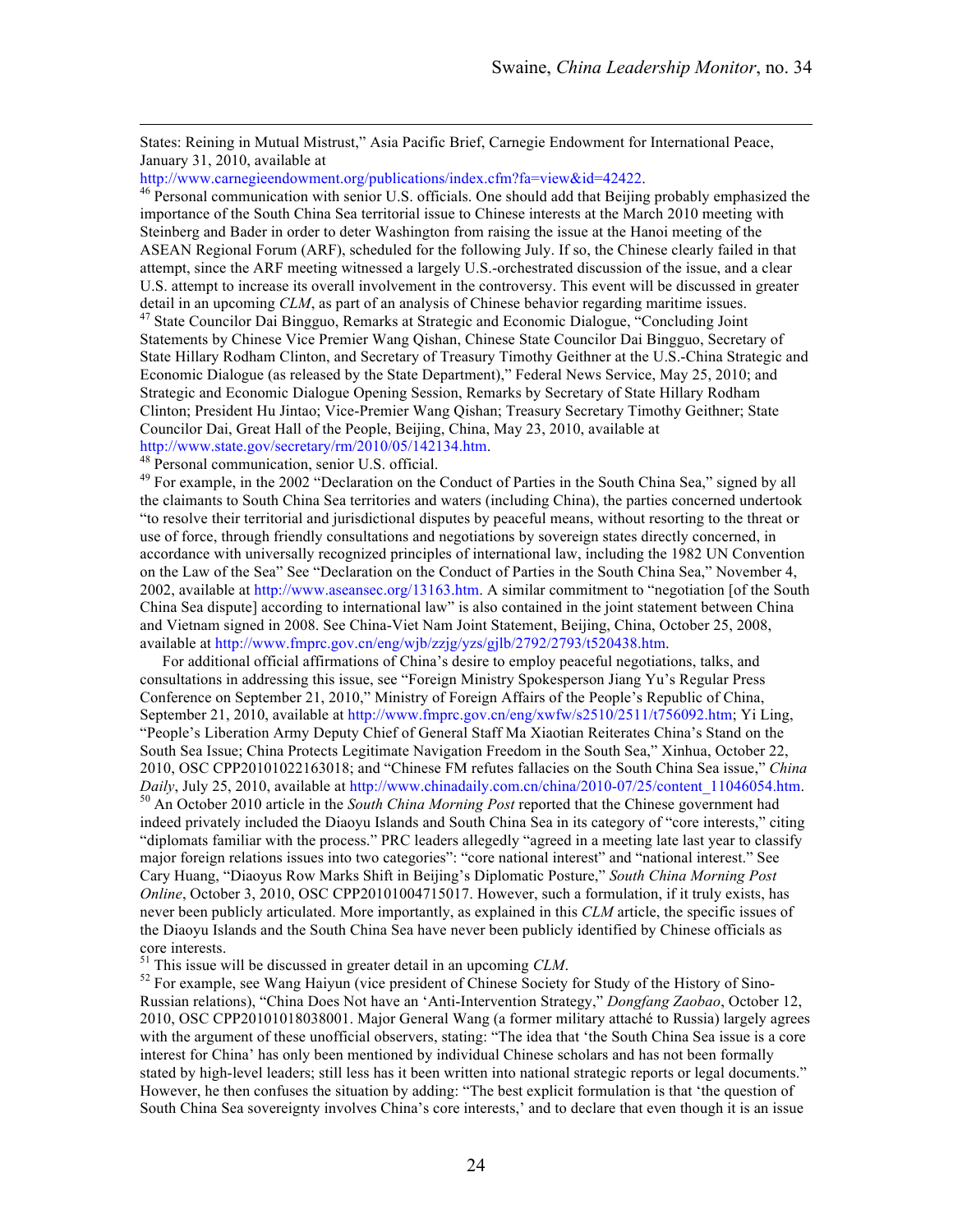States: Reining in Mutual Mistrust," Asia Pacific Brief, Carnegie Endowment for International Peace, January 31, 2010, available at http://www.carnegieendowment.org/publications/index.cfm?fa=view&id=42422.

[46] Personal communication with senior U.S. officials. One should add that Beijing probably emphasized the importance of the South China Sea territorial issue to Chinese interests at the March 2010 meeting with Steinberg and Bader in order to deter Washington from raising the issue at the Hanoi meeting of the ASEAN Regional Forum (ARF), scheduled for the following July. If so, the Chinese clearly failed in that attempt, since the ARF meeting witnessed a largely U.S.-orchestrated discussion of the issue, and a clear U.S. attempt to increase its overall involvement in the controversy. This event will be discussed in greater detail in an upcoming *CLM*, as part of an analysis of Chinese behavior regarding maritime issues.

[47] State Councilor Dai Bingguo, Remarks at Strategic and Economic Dialogue, "Concluding Joint Statements by Chinese Vice Premier Wang Qishan, Chinese State Councilor Dai Bingguo, Secretary of State Hillary Rodham Clinton, and Secretary of Treasury Timothy Geithner at the U.S.-China Strategic and Economic Dialogue (as released by the State Department)," Federal News Service, May 25, 2010; and Strategic and Economic Dialogue Opening Session, Remarks by Secretary of State Hillary Rodham Clinton; President Hu Jintao; Vice-Premier Wang Qishan; Treasury Secretary Timothy Geithner; State Councilor Dai, Great Hall of the People, Beijing, China, May 23, 2010, available at http://www.state.gov/secretary/rm/2010/05/142134.htm.

[48] Personal communication, senior U.S. official.

[49] For example, in the 2002 "Declaration on the Conduct of Parties in the South China Sea," signed by all the claimants to South China Sea territories and waters (including China), the parties concerned undertook "to resolve their territorial and jurisdictional disputes by peaceful means, without resorting to the threat or use of force, through friendly consultations and negotiations by sovereign states directly concerned, in accordance with universally recognized principles of international law, including the 1982 UN Convention on the Law of the Sea" See "Declaration on the Conduct of Parties in the South China Sea," November 4, 2002, available at http://www.aseansec.org/13163.htm. A similar commitment to "negotiation [of the South China Sea dispute] according to international law" is also contained in the joint statement between China and Vietnam signed in 2008. See China-Viet Nam Joint Statement, Beijing, China, October 25, 2008, available at http://www.fmprc.gov.cn/eng/wjb/zzjg/yzs/gjlb/2792/2793/t520438.htm.

For additional official affirmations of China's desire to employ peaceful negotiations, talks, and consultations in addressing this issue, see "Foreign Ministry Spokesperson Jiang Yu's Regular Press Conference on September 21, 2010," Ministry of Foreign Affairs of the People's Republic of China, September 21, 2010, available at http://www.fmprc.gov.cn/eng/xwfw/s2510/2511/t756092.htm; Yi Ling, "People's Liberation Army Deputy Chief of General Staff Ma Xiaotian Reiterates China's Stand on the South Sea Issue; China Protects Legitimate Navigation Freedom in the South Sea," Xinhua, October 22, 2010, OSC CPP20101022163018; and "Chinese FM refutes fallacies on the South China Sea issue," *China Daily*, July 25, 2010, available at http://www.chinadaily.com.cn/china/2010-07/25/content_11046054.htm.

[50] An October 2010 article in the *South China Morning Post* reported that the Chinese government had indeed privately included the Diaoyu Islands and South China Sea in its category of "core interests," citing "diplomats familiar with the process." PRC leaders allegedly "agreed in a meeting late last year to classify major foreign relations issues into two categories": "core national interest" and "national interest." See Cary Huang, "Diaoyus Row Marks Shift in Beijing's Diplomatic Posture," *South China Morning Post Online*, October 3, 2010, OSC CPP20101004715017. However, such a formulation, if it truly exists, has never been publicly articulated. More importantly, as explained in this *CLM* article, the specific issues of the Diaoyu Islands and the South China Sea have never been publicly identified by Chinese officials as core interests.

[51] This issue will be discussed in greater detail in an upcoming *CLM*.

[52] For example, see Wang Haiyun (vice president of Chinese Society for Study of the History of Sino-Russian relations), "China Does Not have an 'Anti-Intervention Strategy," *Dongfang Zaobao*, October 12, 2010, OSC CPP20101018038001. Major General Wang (a former military attaché to Russia) largely agrees with the argument of these unofficial observers, stating: "The idea that 'the South China Sea issue is a core interest for China' has only been mentioned by individual Chinese scholars and has not been formally stated by high-level leaders; still less has it been written into national strategic reports or legal documents." However, he then confuses the situation by adding: "The best explicit formulation is that 'the question of South China Sea sovereignty involves China's core interests,' and to declare that even though it is an issue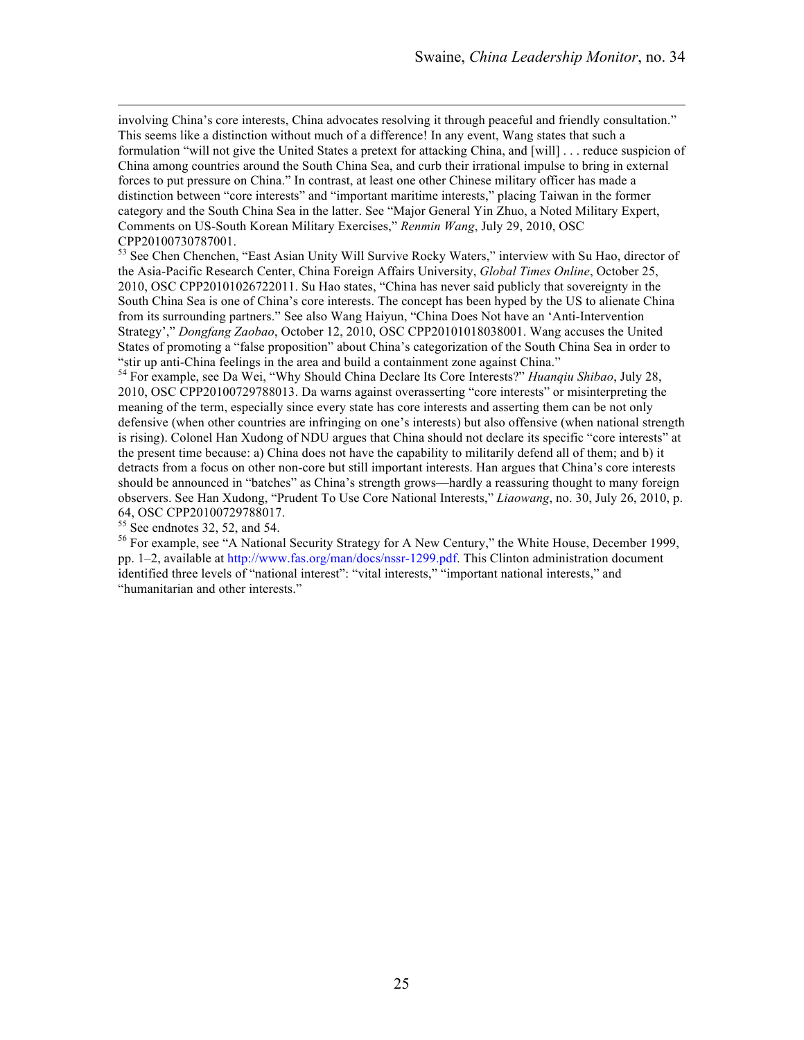involving China's core interests, China advocates resolving it through peaceful and friendly consultation." This seems like a distinction without much of a difference! In any event, Wang states that such a formulation "will not give the United States a pretext for attacking China, and [will] . . . reduce suspicion of China among countries around the South China Sea, and curb their irrational impulse to bring in external forces to put pressure on China." In contrast, at least one other Chinese military officer has made a distinction between "core interests" and "important maritime interests," placing Taiwan in the former category and the South China Sea in the latter. See "Major General Yin Zhuo, a Noted Military Expert, Comments on US-South Korean Military Exercises," *Renmin Wang*, July 29, 2010, OSC CPP20100730787001.

[53] See Chen Chenchen, "East Asian Unity Will Survive Rocky Waters," interview with Su Hao, director of the Asia-Pacific Research Center, China Foreign Affairs University, *Global Times Online*, October 25, 2010, OSC CPP20101026722011. Su Hao states, "China has never said publicly that sovereignty in the South China Sea is one of China's core interests. The concept has been hyped by the US to alienate China from its surrounding partners." See also Wang Haiyun, "China Does Not have an 'Anti-Intervention Strategy'," *Dongfang Zaobao*, October 12, 2010, OSC CPP20101018038001. Wang accuses the United States of promoting a "false proposition" about China's categorization of the South China Sea in order to "stir up anti-China feelings in the area and build a containment zone against China."

[54] For example, see Da Wei, "Why Should China Declare Its Core Interests?" *Huanqiu Shibao*, July 28, 2010, OSC CPP20100729788013. Da warns against overasserting "core interests" or misinterpreting the meaning of the term, especially since every state has core interests and asserting them can be not only defensive (when other countries are infringing on one's interests) but also offensive (when national strength is rising). Colonel Han Xudong of NDU argues that China should not declare its specific "core interests" at the present time because: a) China does not have the capability to militarily defend all of them; and b) it detracts from a focus on other non-core but still important interests. Han argues that China's core interests should be announced in "batches" as China's strength grows—hardly a reassuring thought to many foreign observers. See Han Xudong, "Prudent To Use Core National Interests," *Liaowang*, no. 30, July 26, 2010, p. 64, OSC CPP20100729788017.

[55] See endnotes 32, 52, and 54.

[56] For example, see "A National Security Strategy for A New Century," the White House, December 1999, pp. 1–2, available at http://www.fas.org/man/docs/nssr-1299.pdf. This Clinton administration document identified three levels of "national interest": "vital interests," "important national interests," and "humanitarian and other interests."